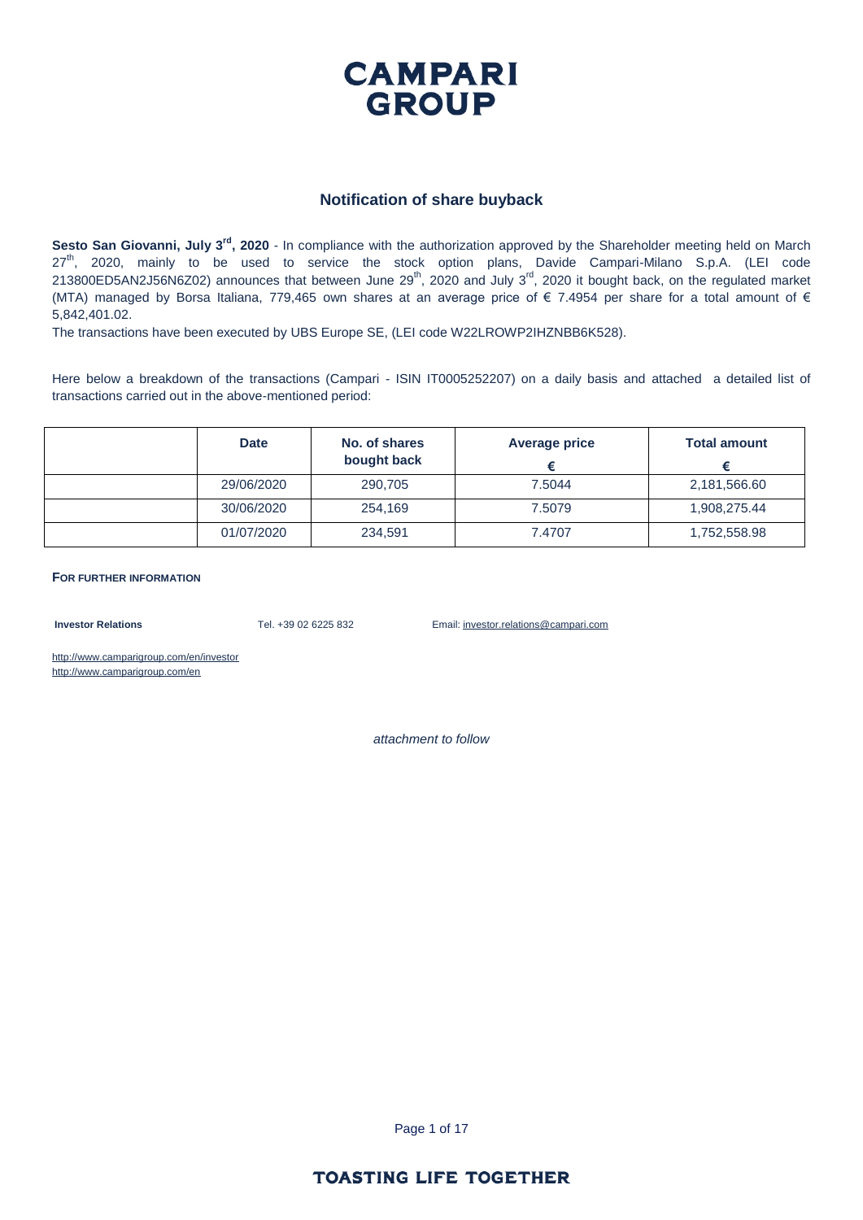# CAMPARI GROUP

## Notification of share buyback

**Sesto San Giovanni, July 3rd, 2020** - In compliance with the authorization approved by the Shareholder meeting held on March 27th, 2020, mainly to be used to service the stock option plans, Davide Campari-Milano S.p.A. (LEI code 213800ED5AN2J56N6Z02) announces that between June 29th, 2020 and July 3rd, 2020 it bought back, on the regulated market (MTA) managed by Borsa Italiana, 779,465 own shares at an average price of € 7.4954 per share for a total amount of € 5,842,401.02.

The transactions have been executed by UBS Europe SE, (LEI code W22LROWP2IHZNBB6K528).

Here below a breakdown of the transactions (Campari - ISIN IT0005252207) on a daily basis and attached a detailed list of transactions carried out in the above-mentioned period:

| | Date | No. of shares bought back | Average price € | Total amount € |
|---|---|---|---|---|
| | 29/06/2020 | 290,705 | 7.5044 | 2,181,566.60 |
| | 30/06/2020 | 254,169 | 7.5079 | 1,908,275.44 |
| | 01/07/2020 | 234,591 | 7.4707 | 1,752,558.98 |

**FOR FURTHER INFORMATION**

**Investor Relations** Tel. +39 02 6225 832 Email: investor.relations@campari.com

http://www.camparigroup.com/en/investor
http://www.camparigroup.com/en

*attachment to follow*

**TOASTING LIFE TOGETHER**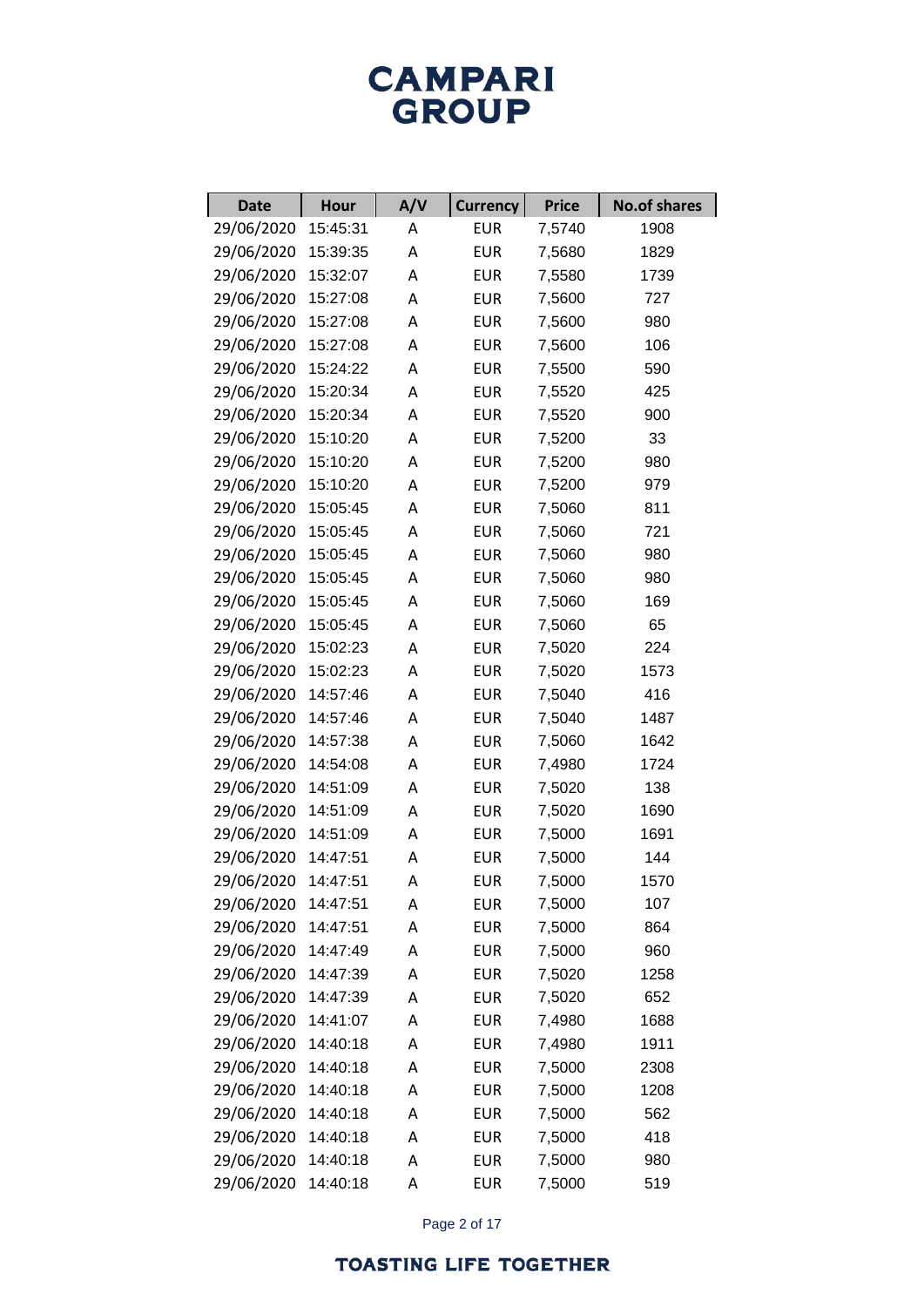# CAMPARI GROUP

| Date | Hour | A/V | Currency | Price | No.of shares |
|---|---|---|---|---|---|
| 29/06/2020 | 15:45:31 | A | EUR | 7,5740 | 1908 |
| 29/06/2020 | 15:39:35 | A | EUR | 7,5680 | 1829 |
| 29/06/2020 | 15:32:07 | A | EUR | 7,5580 | 1739 |
| 29/06/2020 | 15:27:08 | A | EUR | 7,5600 | 727 |
| 29/06/2020 | 15:27:08 | A | EUR | 7,5600 | 980 |
| 29/06/2020 | 15:27:08 | A | EUR | 7,5600 | 106 |
| 29/06/2020 | 15:24:22 | A | EUR | 7,5500 | 590 |
| 29/06/2020 | 15:20:34 | A | EUR | 7,5520 | 425 |
| 29/06/2020 | 15:20:34 | A | EUR | 7,5520 | 900 |
| 29/06/2020 | 15:10:20 | A | EUR | 7,5200 | 33 |
| 29/06/2020 | 15:10:20 | A | EUR | 7,5200 | 980 |
| 29/06/2020 | 15:10:20 | A | EUR | 7,5200 | 979 |
| 29/06/2020 | 15:05:45 | A | EUR | 7,5060 | 811 |
| 29/06/2020 | 15:05:45 | A | EUR | 7,5060 | 721 |
| 29/06/2020 | 15:05:45 | A | EUR | 7,5060 | 980 |
| 29/06/2020 | 15:05:45 | A | EUR | 7,5060 | 980 |
| 29/06/2020 | 15:05:45 | A | EUR | 7,5060 | 169 |
| 29/06/2020 | 15:05:45 | A | EUR | 7,5060 | 65 |
| 29/06/2020 | 15:02:23 | A | EUR | 7,5020 | 224 |
| 29/06/2020 | 15:02:23 | A | EUR | 7,5020 | 1573 |
| 29/06/2020 | 14:57:46 | A | EUR | 7,5040 | 416 |
| 29/06/2020 | 14:57:46 | A | EUR | 7,5040 | 1487 |
| 29/06/2020 | 14:57:38 | A | EUR | 7,5060 | 1642 |
| 29/06/2020 | 14:54:08 | A | EUR | 7,4980 | 1724 |
| 29/06/2020 | 14:51:09 | A | EUR | 7,5020 | 138 |
| 29/06/2020 | 14:51:09 | A | EUR | 7,5020 | 1690 |
| 29/06/2020 | 14:51:09 | A | EUR | 7,5000 | 1691 |
| 29/06/2020 | 14:47:51 | A | EUR | 7,5000 | 144 |
| 29/06/2020 | 14:47:51 | A | EUR | 7,5000 | 1570 |
| 29/06/2020 | 14:47:51 | A | EUR | 7,5000 | 107 |
| 29/06/2020 | 14:47:51 | A | EUR | 7,5000 | 864 |
| 29/06/2020 | 14:47:49 | A | EUR | 7,5000 | 960 |
| 29/06/2020 | 14:47:39 | A | EUR | 7,5020 | 1258 |
| 29/06/2020 | 14:47:39 | A | EUR | 7,5020 | 652 |
| 29/06/2020 | 14:41:07 | A | EUR | 7,4980 | 1688 |
| 29/06/2020 | 14:40:18 | A | EUR | 7,4980 | 1911 |
| 29/06/2020 | 14:40:18 | A | EUR | 7,5000 | 2308 |
| 29/06/2020 | 14:40:18 | A | EUR | 7,5000 | 1208 |
| 29/06/2020 | 14:40:18 | A | EUR | 7,5000 | 562 |
| 29/06/2020 | 14:40:18 | A | EUR | 7,5000 | 418 |
| 29/06/2020 | 14:40:18 | A | EUR | 7,5000 | 980 |
| 29/06/2020 | 14:40:18 | A | EUR | 7,5000 | 519 |

TOASTING LIFE TOGETHER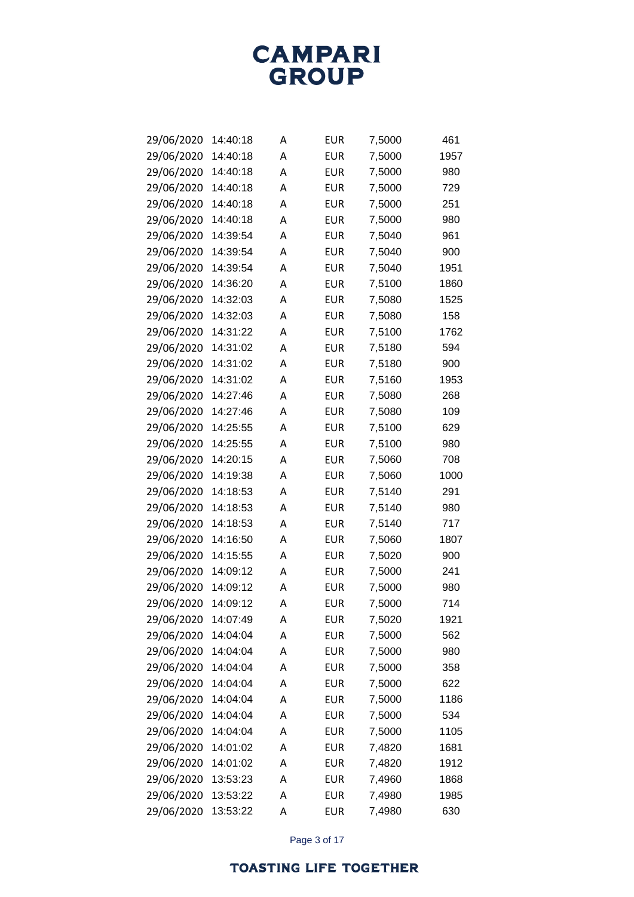| | | | | | |
|---|---|---|---|---|---|
| 29/06/2020 | 14:40:18 | A | EUR | 7,5000 | 461 |
| 29/06/2020 | 14:40:18 | A | EUR | 7,5000 | 1957 |
| 29/06/2020 | 14:40:18 | A | EUR | 7,5000 | 980 |
| 29/06/2020 | 14:40:18 | A | EUR | 7,5000 | 729 |
| 29/06/2020 | 14:40:18 | A | EUR | 7,5000 | 251 |
| 29/06/2020 | 14:40:18 | A | EUR | 7,5000 | 980 |
| 29/06/2020 | 14:39:54 | A | EUR | 7,5040 | 961 |
| 29/06/2020 | 14:39:54 | A | EUR | 7,5040 | 900 |
| 29/06/2020 | 14:39:54 | A | EUR | 7,5040 | 1951 |
| 29/06/2020 | 14:36:20 | A | EUR | 7,5100 | 1860 |
| 29/06/2020 | 14:32:03 | A | EUR | 7,5080 | 1525 |
| 29/06/2020 | 14:32:03 | A | EUR | 7,5080 | 158 |
| 29/06/2020 | 14:31:22 | A | EUR | 7,5100 | 1762 |
| 29/06/2020 | 14:31:02 | A | EUR | 7,5180 | 594 |
| 29/06/2020 | 14:31:02 | A | EUR | 7,5180 | 900 |
| 29/06/2020 | 14:31:02 | A | EUR | 7,5160 | 1953 |
| 29/06/2020 | 14:27:46 | A | EUR | 7,5080 | 268 |
| 29/06/2020 | 14:27:46 | A | EUR | 7,5080 | 109 |
| 29/06/2020 | 14:25:55 | A | EUR | 7,5100 | 629 |
| 29/06/2020 | 14:25:55 | A | EUR | 7,5100 | 980 |
| 29/06/2020 | 14:20:15 | A | EUR | 7,5060 | 708 |
| 29/06/2020 | 14:19:38 | A | EUR | 7,5060 | 1000 |
| 29/06/2020 | 14:18:53 | A | EUR | 7,5140 | 291 |
| 29/06/2020 | 14:18:53 | A | EUR | 7,5140 | 980 |
| 29/06/2020 | 14:18:53 | A | EUR | 7,5140 | 717 |
| 29/06/2020 | 14:16:50 | A | EUR | 7,5060 | 1807 |
| 29/06/2020 | 14:15:55 | A | EUR | 7,5020 | 900 |
| 29/06/2020 | 14:09:12 | A | EUR | 7,5000 | 241 |
| 29/06/2020 | 14:09:12 | A | EUR | 7,5000 | 980 |
| 29/06/2020 | 14:09:12 | A | EUR | 7,5000 | 714 |
| 29/06/2020 | 14:07:49 | A | EUR | 7,5020 | 1921 |
| 29/06/2020 | 14:04:04 | A | EUR | 7,5000 | 562 |
| 29/06/2020 | 14:04:04 | A | EUR | 7,5000 | 980 |
| 29/06/2020 | 14:04:04 | A | EUR | 7,5000 | 358 |
| 29/06/2020 | 14:04:04 | A | EUR | 7,5000 | 622 |
| 29/06/2020 | 14:04:04 | A | EUR | 7,5000 | 1186 |
| 29/06/2020 | 14:04:04 | A | EUR | 7,5000 | 534 |
| 29/06/2020 | 14:04:04 | A | EUR | 7,5000 | 1105 |
| 29/06/2020 | 14:01:02 | A | EUR | 7,4820 | 1681 |
| 29/06/2020 | 14:01:02 | A | EUR | 7,4820 | 1912 |
| 29/06/2020 | 13:53:23 | A | EUR | 7,4960 | 1868 |
| 29/06/2020 | 13:53:22 | A | EUR | 7,4980 | 1985 |
| 29/06/2020 | 13:53:22 | A | EUR | 7,4980 | 630 |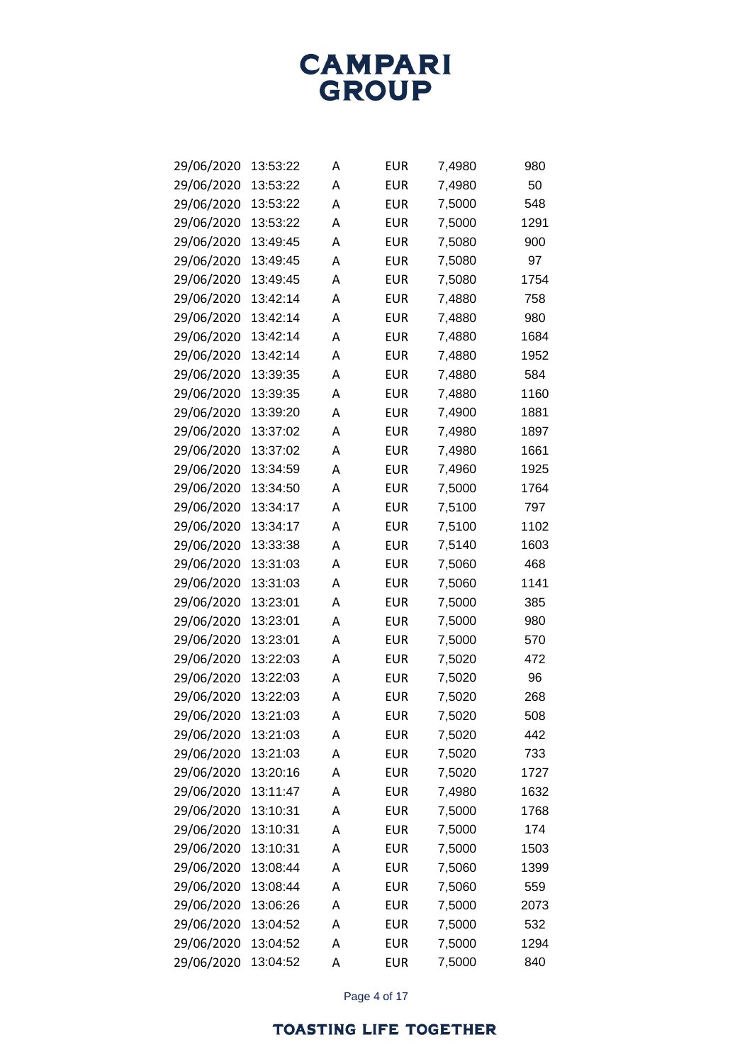| | | | | | |
|---|---|---|---|---|---|
| 29/06/2020 | 13:53:22 | A | EUR | 7,4980 | 980 |
| 29/06/2020 | 13:53:22 | A | EUR | 7,4980 | 50 |
| 29/06/2020 | 13:53:22 | A | EUR | 7,5000 | 548 |
| 29/06/2020 | 13:53:22 | A | EUR | 7,5000 | 1291 |
| 29/06/2020 | 13:49:45 | A | EUR | 7,5080 | 900 |
| 29/06/2020 | 13:49:45 | A | EUR | 7,5080 | 97 |
| 29/06/2020 | 13:49:45 | A | EUR | 7,5080 | 1754 |
| 29/06/2020 | 13:42:14 | A | EUR | 7,4880 | 758 |
| 29/06/2020 | 13:42:14 | A | EUR | 7,4880 | 980 |
| 29/06/2020 | 13:42:14 | A | EUR | 7,4880 | 1684 |
| 29/06/2020 | 13:42:14 | A | EUR | 7,4880 | 1952 |
| 29/06/2020 | 13:39:35 | A | EUR | 7,4880 | 584 |
| 29/06/2020 | 13:39:35 | A | EUR | 7,4880 | 1160 |
| 29/06/2020 | 13:39:20 | A | EUR | 7,4900 | 1881 |
| 29/06/2020 | 13:37:02 | A | EUR | 7,4980 | 1897 |
| 29/06/2020 | 13:37:02 | A | EUR | 7,4980 | 1661 |
| 29/06/2020 | 13:34:59 | A | EUR | 7,4960 | 1925 |
| 29/06/2020 | 13:34:50 | A | EUR | 7,5000 | 1764 |
| 29/06/2020 | 13:34:17 | A | EUR | 7,5100 | 797 |
| 29/06/2020 | 13:34:17 | A | EUR | 7,5100 | 1102 |
| 29/06/2020 | 13:33:38 | A | EUR | 7,5140 | 1603 |
| 29/06/2020 | 13:31:03 | A | EUR | 7,5060 | 468 |
| 29/06/2020 | 13:31:03 | A | EUR | 7,5060 | 1141 |
| 29/06/2020 | 13:23:01 | A | EUR | 7,5000 | 385 |
| 29/06/2020 | 13:23:01 | A | EUR | 7,5000 | 980 |
| 29/06/2020 | 13:23:01 | A | EUR | 7,5000 | 570 |
| 29/06/2020 | 13:22:03 | A | EUR | 7,5020 | 472 |
| 29/06/2020 | 13:22:03 | A | EUR | 7,5020 | 96 |
| 29/06/2020 | 13:22:03 | A | EUR | 7,5020 | 268 |
| 29/06/2020 | 13:21:03 | A | EUR | 7,5020 | 508 |
| 29/06/2020 | 13:21:03 | A | EUR | 7,5020 | 442 |
| 29/06/2020 | 13:21:03 | A | EUR | 7,5020 | 733 |
| 29/06/2020 | 13:20:16 | A | EUR | 7,5020 | 1727 |
| 29/06/2020 | 13:11:47 | A | EUR | 7,4980 | 1632 |
| 29/06/2020 | 13:10:31 | A | EUR | 7,5000 | 1768 |
| 29/06/2020 | 13:10:31 | A | EUR | 7,5000 | 174 |
| 29/06/2020 | 13:10:31 | A | EUR | 7,5000 | 1503 |
| 29/06/2020 | 13:08:44 | A | EUR | 7,5060 | 1399 |
| 29/06/2020 | 13:08:44 | A | EUR | 7,5060 | 559 |
| 29/06/2020 | 13:06:26 | A | EUR | 7,5000 | 2073 |
| 29/06/2020 | 13:04:52 | A | EUR | 7,5000 | 532 |
| 29/06/2020 | 13:04:52 | A | EUR | 7,5000 | 1294 |
| 29/06/2020 | 13:04:52 | A | EUR | 7,5000 | 840 |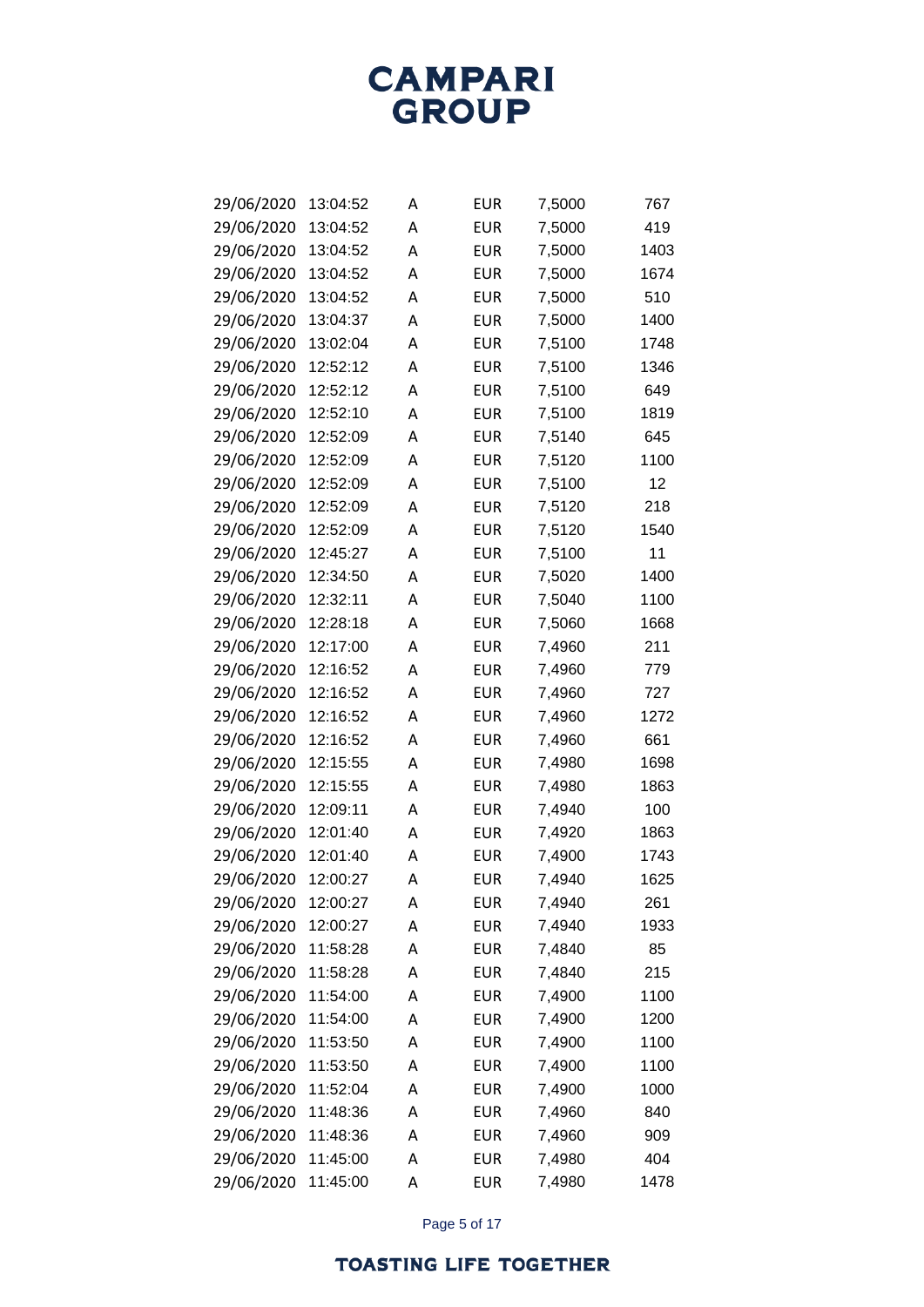| | | | | | |
|---|---|---|---|---|---|
| 29/06/2020 | 13:04:52 | A | EUR | 7,5000 | 767 |
| 29/06/2020 | 13:04:52 | A | EUR | 7,5000 | 419 |
| 29/06/2020 | 13:04:52 | A | EUR | 7,5000 | 1403 |
| 29/06/2020 | 13:04:52 | A | EUR | 7,5000 | 1674 |
| 29/06/2020 | 13:04:52 | A | EUR | 7,5000 | 510 |
| 29/06/2020 | 13:04:37 | A | EUR | 7,5000 | 1400 |
| 29/06/2020 | 13:02:04 | A | EUR | 7,5100 | 1748 |
| 29/06/2020 | 12:52:12 | A | EUR | 7,5100 | 1346 |
| 29/06/2020 | 12:52:12 | A | EUR | 7,5100 | 649 |
| 29/06/2020 | 12:52:10 | A | EUR | 7,5100 | 1819 |
| 29/06/2020 | 12:52:09 | A | EUR | 7,5140 | 645 |
| 29/06/2020 | 12:52:09 | A | EUR | 7,5120 | 1100 |
| 29/06/2020 | 12:52:09 | A | EUR | 7,5100 | 12 |
| 29/06/2020 | 12:52:09 | A | EUR | 7,5120 | 218 |
| 29/06/2020 | 12:52:09 | A | EUR | 7,5120 | 1540 |
| 29/06/2020 | 12:45:27 | A | EUR | 7,5100 | 11 |
| 29/06/2020 | 12:34:50 | A | EUR | 7,5020 | 1400 |
| 29/06/2020 | 12:32:11 | A | EUR | 7,5040 | 1100 |
| 29/06/2020 | 12:28:18 | A | EUR | 7,5060 | 1668 |
| 29/06/2020 | 12:17:00 | A | EUR | 7,4960 | 211 |
| 29/06/2020 | 12:16:52 | A | EUR | 7,4960 | 779 |
| 29/06/2020 | 12:16:52 | A | EUR | 7,4960 | 727 |
| 29/06/2020 | 12:16:52 | A | EUR | 7,4960 | 1272 |
| 29/06/2020 | 12:16:52 | A | EUR | 7,4960 | 661 |
| 29/06/2020 | 12:15:55 | A | EUR | 7,4980 | 1698 |
| 29/06/2020 | 12:15:55 | A | EUR | 7,4980 | 1863 |
| 29/06/2020 | 12:09:11 | A | EUR | 7,4940 | 100 |
| 29/06/2020 | 12:01:40 | A | EUR | 7,4920 | 1863 |
| 29/06/2020 | 12:01:40 | A | EUR | 7,4900 | 1743 |
| 29/06/2020 | 12:00:27 | A | EUR | 7,4940 | 1625 |
| 29/06/2020 | 12:00:27 | A | EUR | 7,4940 | 261 |
| 29/06/2020 | 12:00:27 | A | EUR | 7,4940 | 1933 |
| 29/06/2020 | 11:58:28 | A | EUR | 7,4840 | 85 |
| 29/06/2020 | 11:58:28 | A | EUR | 7,4840 | 215 |
| 29/06/2020 | 11:54:00 | A | EUR | 7,4900 | 1100 |
| 29/06/2020 | 11:54:00 | A | EUR | 7,4900 | 1200 |
| 29/06/2020 | 11:53:50 | A | EUR | 7,4900 | 1100 |
| 29/06/2020 | 11:53:50 | A | EUR | 7,4900 | 1100 |
| 29/06/2020 | 11:52:04 | A | EUR | 7,4900 | 1000 |
| 29/06/2020 | 11:48:36 | A | EUR | 7,4960 | 840 |
| 29/06/2020 | 11:48:36 | A | EUR | 7,4960 | 909 |
| 29/06/2020 | 11:45:00 | A | EUR | 7,4980 | 404 |
| 29/06/2020 | 11:45:00 | A | EUR | 7,4980 | 1478 |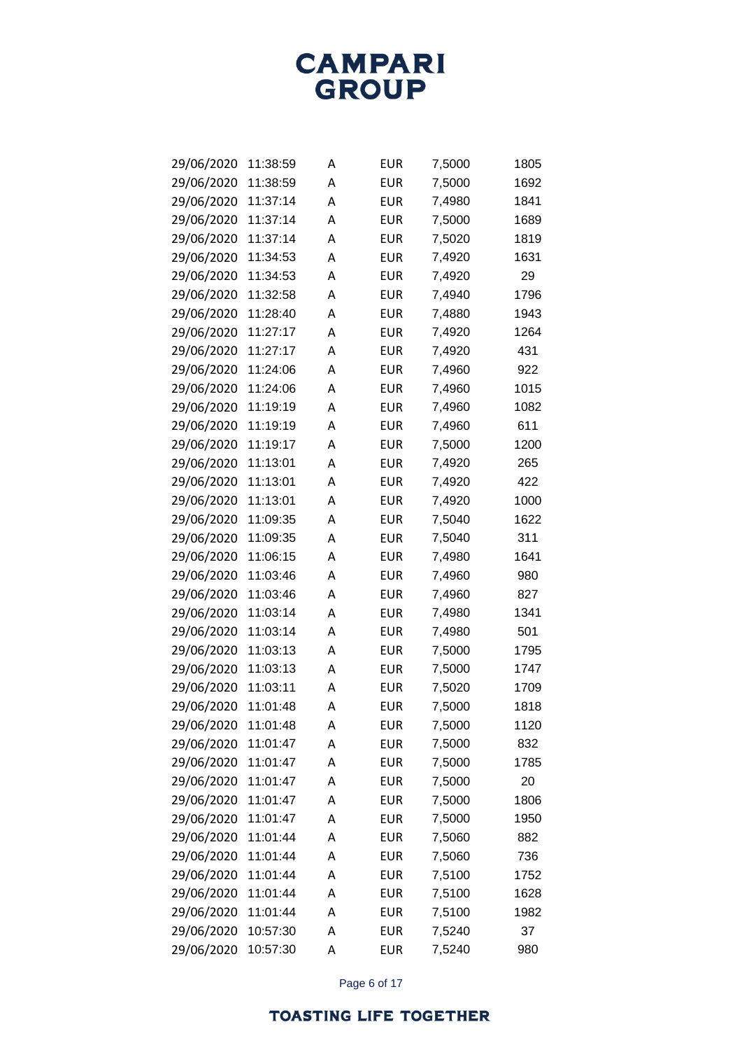| | | | | | |
|---|---|---|---|---|---|
| 29/06/2020 | 11:38:59 | A | EUR | 7,5000 | 1805 |
| 29/06/2020 | 11:38:59 | A | EUR | 7,5000 | 1692 |
| 29/06/2020 | 11:37:14 | A | EUR | 7,4980 | 1841 |
| 29/06/2020 | 11:37:14 | A | EUR | 7,5000 | 1689 |
| 29/06/2020 | 11:37:14 | A | EUR | 7,5020 | 1819 |
| 29/06/2020 | 11:34:53 | A | EUR | 7,4920 | 1631 |
| 29/06/2020 | 11:34:53 | A | EUR | 7,4920 | 29 |
| 29/06/2020 | 11:32:58 | A | EUR | 7,4940 | 1796 |
| 29/06/2020 | 11:28:40 | A | EUR | 7,4880 | 1943 |
| 29/06/2020 | 11:27:17 | A | EUR | 7,4920 | 1264 |
| 29/06/2020 | 11:27:17 | A | EUR | 7,4920 | 431 |
| 29/06/2020 | 11:24:06 | A | EUR | 7,4960 | 922 |
| 29/06/2020 | 11:24:06 | A | EUR | 7,4960 | 1015 |
| 29/06/2020 | 11:19:19 | A | EUR | 7,4960 | 1082 |
| 29/06/2020 | 11:19:19 | A | EUR | 7,4960 | 611 |
| 29/06/2020 | 11:19:17 | A | EUR | 7,5000 | 1200 |
| 29/06/2020 | 11:13:01 | A | EUR | 7,4920 | 265 |
| 29/06/2020 | 11:13:01 | A | EUR | 7,4920 | 422 |
| 29/06/2020 | 11:13:01 | A | EUR | 7,4920 | 1000 |
| 29/06/2020 | 11:09:35 | A | EUR | 7,5040 | 1622 |
| 29/06/2020 | 11:09:35 | A | EUR | 7,5040 | 311 |
| 29/06/2020 | 11:06:15 | A | EUR | 7,4980 | 1641 |
| 29/06/2020 | 11:03:46 | A | EUR | 7,4960 | 980 |
| 29/06/2020 | 11:03:46 | A | EUR | 7,4960 | 827 |
| 29/06/2020 | 11:03:14 | A | EUR | 7,4980 | 1341 |
| 29/06/2020 | 11:03:14 | A | EUR | 7,4980 | 501 |
| 29/06/2020 | 11:03:13 | A | EUR | 7,5000 | 1795 |
| 29/06/2020 | 11:03:13 | A | EUR | 7,5000 | 1747 |
| 29/06/2020 | 11:03:11 | A | EUR | 7,5020 | 1709 |
| 29/06/2020 | 11:01:48 | A | EUR | 7,5000 | 1818 |
| 29/06/2020 | 11:01:48 | A | EUR | 7,5000 | 1120 |
| 29/06/2020 | 11:01:47 | A | EUR | 7,5000 | 832 |
| 29/06/2020 | 11:01:47 | A | EUR | 7,5000 | 1785 |
| 29/06/2020 | 11:01:47 | A | EUR | 7,5000 | 20 |
| 29/06/2020 | 11:01:47 | A | EUR | 7,5000 | 1806 |
| 29/06/2020 | 11:01:47 | A | EUR | 7,5000 | 1950 |
| 29/06/2020 | 11:01:44 | A | EUR | 7,5060 | 882 |
| 29/06/2020 | 11:01:44 | A | EUR | 7,5060 | 736 |
| 29/06/2020 | 11:01:44 | A | EUR | 7,5100 | 1752 |
| 29/06/2020 | 11:01:44 | A | EUR | 7,5100 | 1628 |
| 29/06/2020 | 11:01:44 | A | EUR | 7,5100 | 1982 |
| 29/06/2020 | 10:57:30 | A | EUR | 7,5240 | 37 |
| 29/06/2020 | 10:57:30 | A | EUR | 7,5240 | 980 |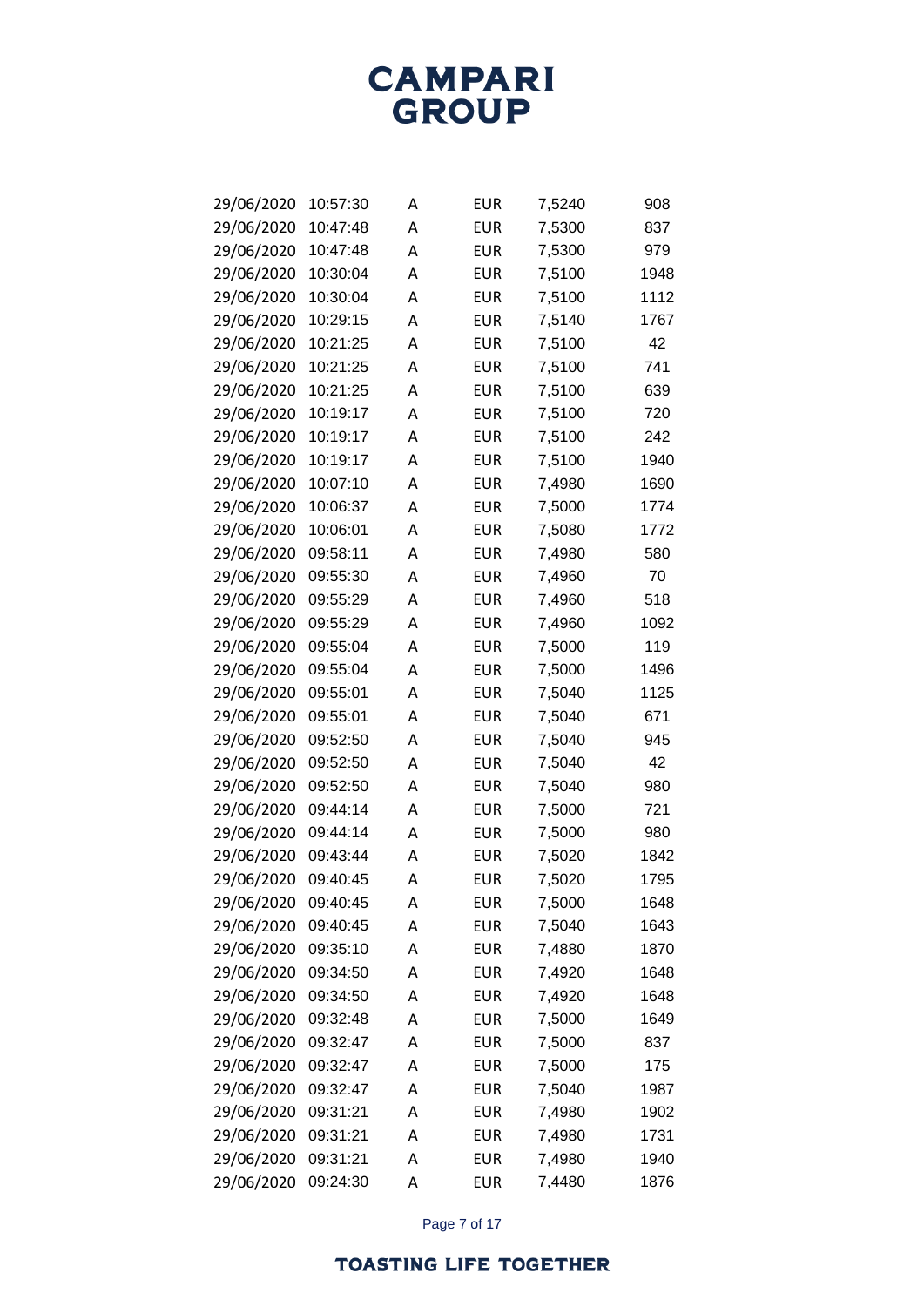| | | | | | |
|---|---|---|---|---|---|
| 29/06/2020 | 10:57:30 | A | EUR | 7,5240 | 908 |
| 29/06/2020 | 10:47:48 | A | EUR | 7,5300 | 837 |
| 29/06/2020 | 10:47:48 | A | EUR | 7,5300 | 979 |
| 29/06/2020 | 10:30:04 | A | EUR | 7,5100 | 1948 |
| 29/06/2020 | 10:30:04 | A | EUR | 7,5100 | 1112 |
| 29/06/2020 | 10:29:15 | A | EUR | 7,5140 | 1767 |
| 29/06/2020 | 10:21:25 | A | EUR | 7,5100 | 42 |
| 29/06/2020 | 10:21:25 | A | EUR | 7,5100 | 741 |
| 29/06/2020 | 10:21:25 | A | EUR | 7,5100 | 639 |
| 29/06/2020 | 10:19:17 | A | EUR | 7,5100 | 720 |
| 29/06/2020 | 10:19:17 | A | EUR | 7,5100 | 242 |
| 29/06/2020 | 10:19:17 | A | EUR | 7,5100 | 1940 |
| 29/06/2020 | 10:07:10 | A | EUR | 7,4980 | 1690 |
| 29/06/2020 | 10:06:37 | A | EUR | 7,5000 | 1774 |
| 29/06/2020 | 10:06:01 | A | EUR | 7,5080 | 1772 |
| 29/06/2020 | 09:58:11 | A | EUR | 7,4980 | 580 |
| 29/06/2020 | 09:55:30 | A | EUR | 7,4960 | 70 |
| 29/06/2020 | 09:55:29 | A | EUR | 7,4960 | 518 |
| 29/06/2020 | 09:55:29 | A | EUR | 7,4960 | 1092 |
| 29/06/2020 | 09:55:04 | A | EUR | 7,5000 | 119 |
| 29/06/2020 | 09:55:04 | A | EUR | 7,5000 | 1496 |
| 29/06/2020 | 09:55:01 | A | EUR | 7,5040 | 1125 |
| 29/06/2020 | 09:55:01 | A | EUR | 7,5040 | 671 |
| 29/06/2020 | 09:52:50 | A | EUR | 7,5040 | 945 |
| 29/06/2020 | 09:52:50 | A | EUR | 7,5040 | 42 |
| 29/06/2020 | 09:52:50 | A | EUR | 7,5040 | 980 |
| 29/06/2020 | 09:44:14 | A | EUR | 7,5000 | 721 |
| 29/06/2020 | 09:44:14 | A | EUR | 7,5000 | 980 |
| 29/06/2020 | 09:43:44 | A | EUR | 7,5020 | 1842 |
| 29/06/2020 | 09:40:45 | A | EUR | 7,5020 | 1795 |
| 29/06/2020 | 09:40:45 | A | EUR | 7,5000 | 1648 |
| 29/06/2020 | 09:40:45 | A | EUR | 7,5040 | 1643 |
| 29/06/2020 | 09:35:10 | A | EUR | 7,4880 | 1870 |
| 29/06/2020 | 09:34:50 | A | EUR | 7,4920 | 1648 |
| 29/06/2020 | 09:34:50 | A | EUR | 7,4920 | 1648 |
| 29/06/2020 | 09:32:48 | A | EUR | 7,5000 | 1649 |
| 29/06/2020 | 09:32:47 | A | EUR | 7,5000 | 837 |
| 29/06/2020 | 09:32:47 | A | EUR | 7,5000 | 175 |
| 29/06/2020 | 09:32:47 | A | EUR | 7,5040 | 1987 |
| 29/06/2020 | 09:31:21 | A | EUR | 7,4980 | 1902 |
| 29/06/2020 | 09:31:21 | A | EUR | 7,4980 | 1731 |
| 29/06/2020 | 09:31:21 | A | EUR | 7,4980 | 1940 |
| 29/06/2020 | 09:24:30 | A | EUR | 7,4480 | 1876 |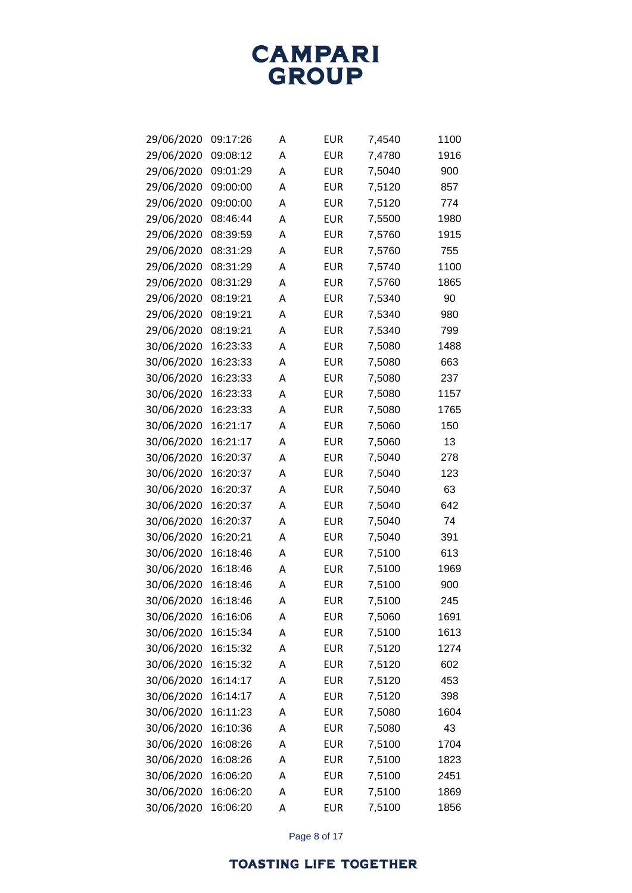| | | | | | |
|---|---|---|---|---|---|
| 29/06/2020 | 09:17:26 | A | EUR | 7,4540 | 1100 |
| 29/06/2020 | 09:08:12 | A | EUR | 7,4780 | 1916 |
| 29/06/2020 | 09:01:29 | A | EUR | 7,5040 | 900 |
| 29/06/2020 | 09:00:00 | A | EUR | 7,5120 | 857 |
| 29/06/2020 | 09:00:00 | A | EUR | 7,5120 | 774 |
| 29/06/2020 | 08:46:44 | A | EUR | 7,5500 | 1980 |
| 29/06/2020 | 08:39:59 | A | EUR | 7,5760 | 1915 |
| 29/06/2020 | 08:31:29 | A | EUR | 7,5760 | 755 |
| 29/06/2020 | 08:31:29 | A | EUR | 7,5740 | 1100 |
| 29/06/2020 | 08:31:29 | A | EUR | 7,5760 | 1865 |
| 29/06/2020 | 08:19:21 | A | EUR | 7,5340 | 90 |
| 29/06/2020 | 08:19:21 | A | EUR | 7,5340 | 980 |
| 29/06/2020 | 08:19:21 | A | EUR | 7,5340 | 799 |
| 30/06/2020 | 16:23:33 | A | EUR | 7,5080 | 1488 |
| 30/06/2020 | 16:23:33 | A | EUR | 7,5080 | 663 |
| 30/06/2020 | 16:23:33 | A | EUR | 7,5080 | 237 |
| 30/06/2020 | 16:23:33 | A | EUR | 7,5080 | 1157 |
| 30/06/2020 | 16:23:33 | A | EUR | 7,5080 | 1765 |
| 30/06/2020 | 16:21:17 | A | EUR | 7,5060 | 150 |
| 30/06/2020 | 16:21:17 | A | EUR | 7,5060 | 13 |
| 30/06/2020 | 16:20:37 | A | EUR | 7,5040 | 278 |
| 30/06/2020 | 16:20:37 | A | EUR | 7,5040 | 123 |
| 30/06/2020 | 16:20:37 | A | EUR | 7,5040 | 63 |
| 30/06/2020 | 16:20:37 | A | EUR | 7,5040 | 642 |
| 30/06/2020 | 16:20:37 | A | EUR | 7,5040 | 74 |
| 30/06/2020 | 16:20:21 | A | EUR | 7,5040 | 391 |
| 30/06/2020 | 16:18:46 | A | EUR | 7,5100 | 613 |
| 30/06/2020 | 16:18:46 | A | EUR | 7,5100 | 1969 |
| 30/06/2020 | 16:18:46 | A | EUR | 7,5100 | 900 |
| 30/06/2020 | 16:18:46 | A | EUR | 7,5100 | 245 |
| 30/06/2020 | 16:16:06 | A | EUR | 7,5060 | 1691 |
| 30/06/2020 | 16:15:34 | A | EUR | 7,5100 | 1613 |
| 30/06/2020 | 16:15:32 | A | EUR | 7,5120 | 1274 |
| 30/06/2020 | 16:15:32 | A | EUR | 7,5120 | 602 |
| 30/06/2020 | 16:14:17 | A | EUR | 7,5120 | 453 |
| 30/06/2020 | 16:14:17 | A | EUR | 7,5120 | 398 |
| 30/06/2020 | 16:11:23 | A | EUR | 7,5080 | 1604 |
| 30/06/2020 | 16:10:36 | A | EUR | 7,5080 | 43 |
| 30/06/2020 | 16:08:26 | A | EUR | 7,5100 | 1704 |
| 30/06/2020 | 16:08:26 | A | EUR | 7,5100 | 1823 |
| 30/06/2020 | 16:06:20 | A | EUR | 7,5100 | 2451 |
| 30/06/2020 | 16:06:20 | A | EUR | 7,5100 | 1869 |
| 30/06/2020 | 16:06:20 | A | EUR | 7,5100 | 1856 |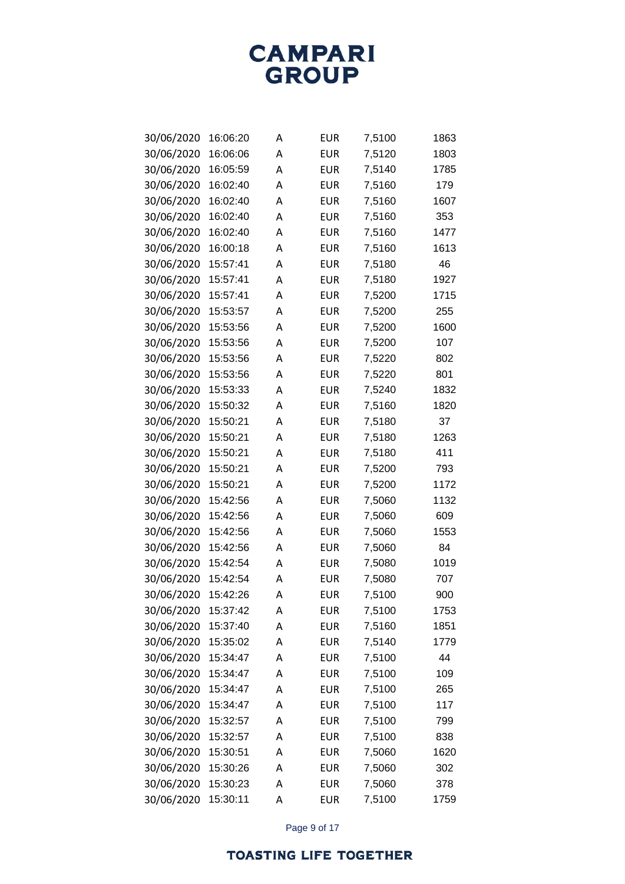| | | | | | |
|---|---|---|---|---|---|
| 30/06/2020 | 16:06:20 | A | EUR | 7,5100 | 1863 |
| 30/06/2020 | 16:06:06 | A | EUR | 7,5120 | 1803 |
| 30/06/2020 | 16:05:59 | A | EUR | 7,5140 | 1785 |
| 30/06/2020 | 16:02:40 | A | EUR | 7,5160 | 179 |
| 30/06/2020 | 16:02:40 | A | EUR | 7,5160 | 1607 |
| 30/06/2020 | 16:02:40 | A | EUR | 7,5160 | 353 |
| 30/06/2020 | 16:02:40 | A | EUR | 7,5160 | 1477 |
| 30/06/2020 | 16:00:18 | A | EUR | 7,5160 | 1613 |
| 30/06/2020 | 15:57:41 | A | EUR | 7,5180 | 46 |
| 30/06/2020 | 15:57:41 | A | EUR | 7,5180 | 1927 |
| 30/06/2020 | 15:57:41 | A | EUR | 7,5200 | 1715 |
| 30/06/2020 | 15:53:57 | A | EUR | 7,5200 | 255 |
| 30/06/2020 | 15:53:56 | A | EUR | 7,5200 | 1600 |
| 30/06/2020 | 15:53:56 | A | EUR | 7,5200 | 107 |
| 30/06/2020 | 15:53:56 | A | EUR | 7,5220 | 802 |
| 30/06/2020 | 15:53:56 | A | EUR | 7,5220 | 801 |
| 30/06/2020 | 15:53:33 | A | EUR | 7,5240 | 1832 |
| 30/06/2020 | 15:50:32 | A | EUR | 7,5160 | 1820 |
| 30/06/2020 | 15:50:21 | A | EUR | 7,5180 | 37 |
| 30/06/2020 | 15:50:21 | A | EUR | 7,5180 | 1263 |
| 30/06/2020 | 15:50:21 | A | EUR | 7,5180 | 411 |
| 30/06/2020 | 15:50:21 | A | EUR | 7,5200 | 793 |
| 30/06/2020 | 15:50:21 | A | EUR | 7,5200 | 1172 |
| 30/06/2020 | 15:42:56 | A | EUR | 7,5060 | 1132 |
| 30/06/2020 | 15:42:56 | A | EUR | 7,5060 | 609 |
| 30/06/2020 | 15:42:56 | A | EUR | 7,5060 | 1553 |
| 30/06/2020 | 15:42:56 | A | EUR | 7,5060 | 84 |
| 30/06/2020 | 15:42:54 | A | EUR | 7,5080 | 1019 |
| 30/06/2020 | 15:42:54 | A | EUR | 7,5080 | 707 |
| 30/06/2020 | 15:42:26 | A | EUR | 7,5100 | 900 |
| 30/06/2020 | 15:37:42 | A | EUR | 7,5100 | 1753 |
| 30/06/2020 | 15:37:40 | A | EUR | 7,5160 | 1851 |
| 30/06/2020 | 15:35:02 | A | EUR | 7,5140 | 1779 |
| 30/06/2020 | 15:34:47 | A | EUR | 7,5100 | 44 |
| 30/06/2020 | 15:34:47 | A | EUR | 7,5100 | 109 |
| 30/06/2020 | 15:34:47 | A | EUR | 7,5100 | 265 |
| 30/06/2020 | 15:34:47 | A | EUR | 7,5100 | 117 |
| 30/06/2020 | 15:32:57 | A | EUR | 7,5100 | 799 |
| 30/06/2020 | 15:32:57 | A | EUR | 7,5100 | 838 |
| 30/06/2020 | 15:30:51 | A | EUR | 7,5060 | 1620 |
| 30/06/2020 | 15:30:26 | A | EUR | 7,5060 | 302 |
| 30/06/2020 | 15:30:23 | A | EUR | 7,5060 | 378 |
| 30/06/2020 | 15:30:11 | A | EUR | 7,5100 | 1759 |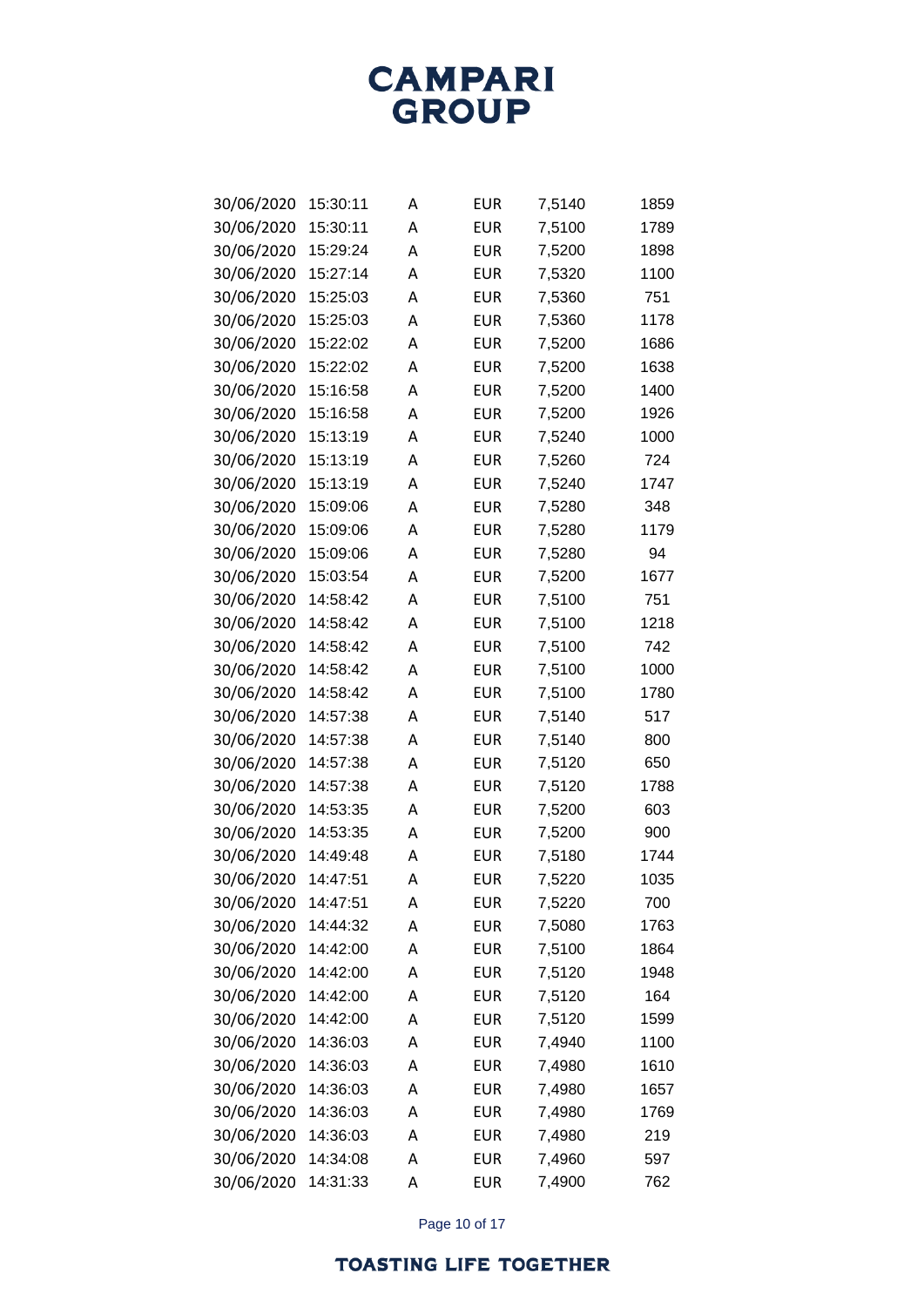| | | | | | |
|---|---|---|---|---|---|
| 30/06/2020 | 15:30:11 | A | EUR | 7,5140 | 1859 |
| 30/06/2020 | 15:30:11 | A | EUR | 7,5100 | 1789 |
| 30/06/2020 | 15:29:24 | A | EUR | 7,5200 | 1898 |
| 30/06/2020 | 15:27:14 | A | EUR | 7,5320 | 1100 |
| 30/06/2020 | 15:25:03 | A | EUR | 7,5360 | 751 |
| 30/06/2020 | 15:25:03 | A | EUR | 7,5360 | 1178 |
| 30/06/2020 | 15:22:02 | A | EUR | 7,5200 | 1686 |
| 30/06/2020 | 15:22:02 | A | EUR | 7,5200 | 1638 |
| 30/06/2020 | 15:16:58 | A | EUR | 7,5200 | 1400 |
| 30/06/2020 | 15:16:58 | A | EUR | 7,5200 | 1926 |
| 30/06/2020 | 15:13:19 | A | EUR | 7,5240 | 1000 |
| 30/06/2020 | 15:13:19 | A | EUR | 7,5260 | 724 |
| 30/06/2020 | 15:13:19 | A | EUR | 7,5240 | 1747 |
| 30/06/2020 | 15:09:06 | A | EUR | 7,5280 | 348 |
| 30/06/2020 | 15:09:06 | A | EUR | 7,5280 | 1179 |
| 30/06/2020 | 15:09:06 | A | EUR | 7,5280 | 94 |
| 30/06/2020 | 15:03:54 | A | EUR | 7,5200 | 1677 |
| 30/06/2020 | 14:58:42 | A | EUR | 7,5100 | 751 |
| 30/06/2020 | 14:58:42 | A | EUR | 7,5100 | 1218 |
| 30/06/2020 | 14:58:42 | A | EUR | 7,5100 | 742 |
| 30/06/2020 | 14:58:42 | A | EUR | 7,5100 | 1000 |
| 30/06/2020 | 14:58:42 | A | EUR | 7,5100 | 1780 |
| 30/06/2020 | 14:57:38 | A | EUR | 7,5140 | 517 |
| 30/06/2020 | 14:57:38 | A | EUR | 7,5140 | 800 |
| 30/06/2020 | 14:57:38 | A | EUR | 7,5120 | 650 |
| 30/06/2020 | 14:57:38 | A | EUR | 7,5120 | 1788 |
| 30/06/2020 | 14:53:35 | A | EUR | 7,5200 | 603 |
| 30/06/2020 | 14:53:35 | A | EUR | 7,5200 | 900 |
| 30/06/2020 | 14:49:48 | A | EUR | 7,5180 | 1744 |
| 30/06/2020 | 14:47:51 | A | EUR | 7,5220 | 1035 |
| 30/06/2020 | 14:47:51 | A | EUR | 7,5220 | 700 |
| 30/06/2020 | 14:44:32 | A | EUR | 7,5080 | 1763 |
| 30/06/2020 | 14:42:00 | A | EUR | 7,5100 | 1864 |
| 30/06/2020 | 14:42:00 | A | EUR | 7,5120 | 1948 |
| 30/06/2020 | 14:42:00 | A | EUR | 7,5120 | 164 |
| 30/06/2020 | 14:42:00 | A | EUR | 7,5120 | 1599 |
| 30/06/2020 | 14:36:03 | A | EUR | 7,4940 | 1100 |
| 30/06/2020 | 14:36:03 | A | EUR | 7,4980 | 1610 |
| 30/06/2020 | 14:36:03 | A | EUR | 7,4980 | 1657 |
| 30/06/2020 | 14:36:03 | A | EUR | 7,4980 | 1769 |
| 30/06/2020 | 14:36:03 | A | EUR | 7,4980 | 219 |
| 30/06/2020 | 14:34:08 | A | EUR | 7,4960 | 597 |
| 30/06/2020 | 14:31:33 | A | EUR | 7,4900 | 762 |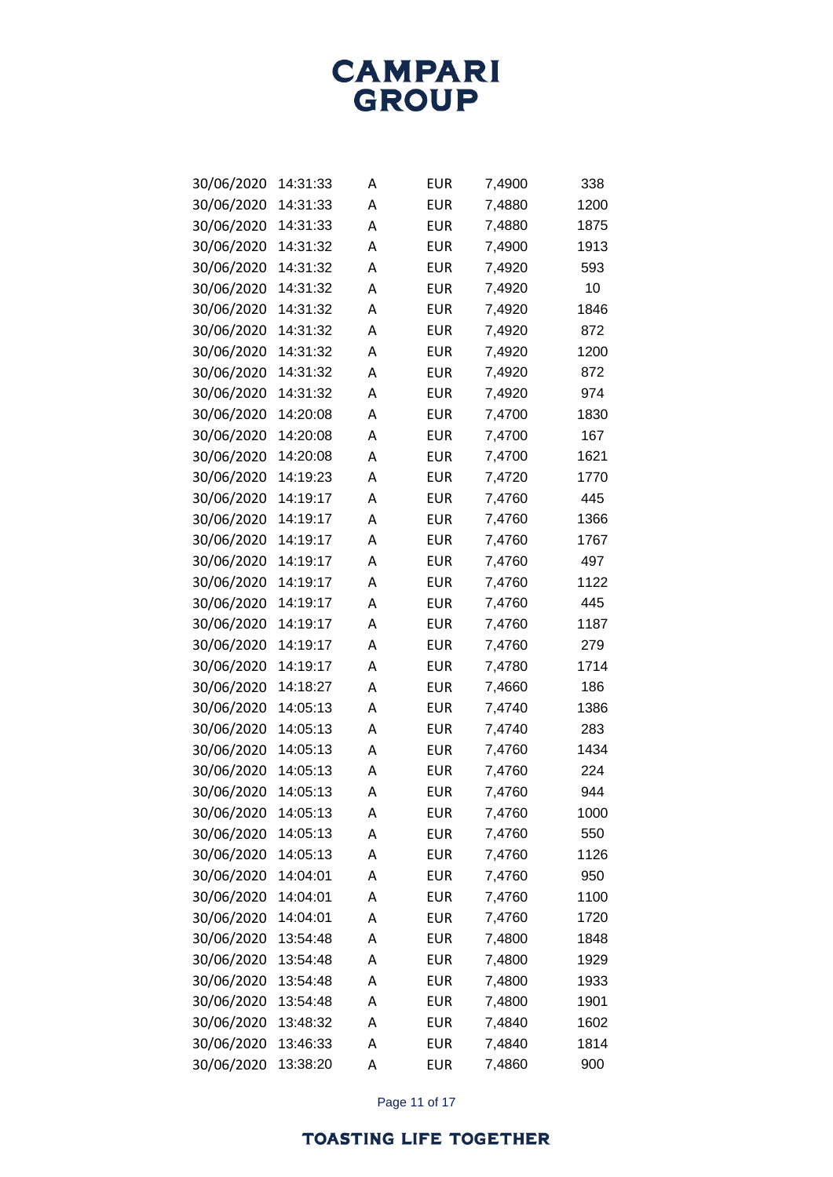| | | | | | |
|---|---|---|---|---|---|
| 30/06/2020 | 14:31:33 | A | EUR | 7,4900 | 338 |
| 30/06/2020 | 14:31:33 | A | EUR | 7,4880 | 1200 |
| 30/06/2020 | 14:31:33 | A | EUR | 7,4880 | 1875 |
| 30/06/2020 | 14:31:32 | A | EUR | 7,4900 | 1913 |
| 30/06/2020 | 14:31:32 | A | EUR | 7,4920 | 593 |
| 30/06/2020 | 14:31:32 | A | EUR | 7,4920 | 10 |
| 30/06/2020 | 14:31:32 | A | EUR | 7,4920 | 1846 |
| 30/06/2020 | 14:31:32 | A | EUR | 7,4920 | 872 |
| 30/06/2020 | 14:31:32 | A | EUR | 7,4920 | 1200 |
| 30/06/2020 | 14:31:32 | A | EUR | 7,4920 | 872 |
| 30/06/2020 | 14:31:32 | A | EUR | 7,4920 | 974 |
| 30/06/2020 | 14:20:08 | A | EUR | 7,4700 | 1830 |
| 30/06/2020 | 14:20:08 | A | EUR | 7,4700 | 167 |
| 30/06/2020 | 14:20:08 | A | EUR | 7,4700 | 1621 |
| 30/06/2020 | 14:19:23 | A | EUR | 7,4720 | 1770 |
| 30/06/2020 | 14:19:17 | A | EUR | 7,4760 | 445 |
| 30/06/2020 | 14:19:17 | A | EUR | 7,4760 | 1366 |
| 30/06/2020 | 14:19:17 | A | EUR | 7,4760 | 1767 |
| 30/06/2020 | 14:19:17 | A | EUR | 7,4760 | 497 |
| 30/06/2020 | 14:19:17 | A | EUR | 7,4760 | 1122 |
| 30/06/2020 | 14:19:17 | A | EUR | 7,4760 | 445 |
| 30/06/2020 | 14:19:17 | A | EUR | 7,4760 | 1187 |
| 30/06/2020 | 14:19:17 | A | EUR | 7,4760 | 279 |
| 30/06/2020 | 14:19:17 | A | EUR | 7,4780 | 1714 |
| 30/06/2020 | 14:18:27 | A | EUR | 7,4660 | 186 |
| 30/06/2020 | 14:05:13 | A | EUR | 7,4740 | 1386 |
| 30/06/2020 | 14:05:13 | A | EUR | 7,4740 | 283 |
| 30/06/2020 | 14:05:13 | A | EUR | 7,4760 | 1434 |
| 30/06/2020 | 14:05:13 | A | EUR | 7,4760 | 224 |
| 30/06/2020 | 14:05:13 | A | EUR | 7,4760 | 944 |
| 30/06/2020 | 14:05:13 | A | EUR | 7,4760 | 1000 |
| 30/06/2020 | 14:05:13 | A | EUR | 7,4760 | 550 |
| 30/06/2020 | 14:05:13 | A | EUR | 7,4760 | 1126 |
| 30/06/2020 | 14:04:01 | A | EUR | 7,4760 | 950 |
| 30/06/2020 | 14:04:01 | A | EUR | 7,4760 | 1100 |
| 30/06/2020 | 14:04:01 | A | EUR | 7,4760 | 1720 |
| 30/06/2020 | 13:54:48 | A | EUR | 7,4800 | 1848 |
| 30/06/2020 | 13:54:48 | A | EUR | 7,4800 | 1929 |
| 30/06/2020 | 13:54:48 | A | EUR | 7,4800 | 1933 |
| 30/06/2020 | 13:54:48 | A | EUR | 7,4800 | 1901 |
| 30/06/2020 | 13:48:32 | A | EUR | 7,4840 | 1602 |
| 30/06/2020 | 13:46:33 | A | EUR | 7,4840 | 1814 |
| 30/06/2020 | 13:38:20 | A | EUR | 7,4860 | 900 |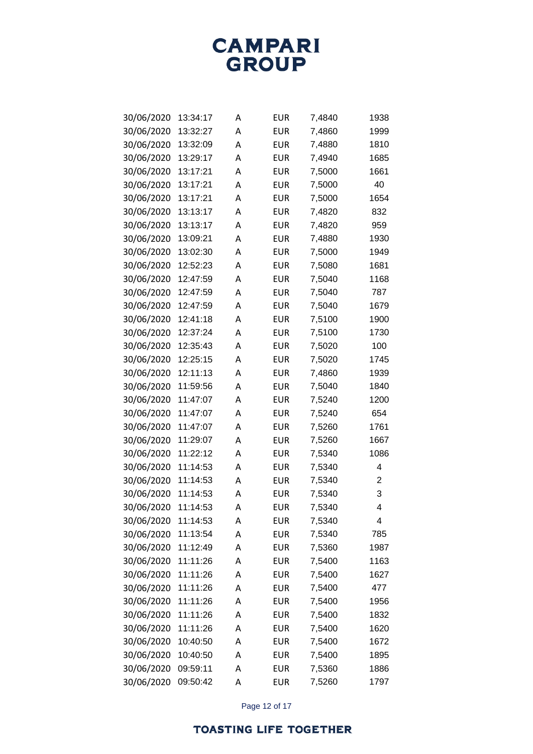| | | | | | |
|---|---|---|---|---|---|
| 30/06/2020 | 13:34:17 | A | EUR | 7,4840 | 1938 |
| 30/06/2020 | 13:32:27 | A | EUR | 7,4860 | 1999 |
| 30/06/2020 | 13:32:09 | A | EUR | 7,4880 | 1810 |
| 30/06/2020 | 13:29:17 | A | EUR | 7,4940 | 1685 |
| 30/06/2020 | 13:17:21 | A | EUR | 7,5000 | 1661 |
| 30/06/2020 | 13:17:21 | A | EUR | 7,5000 | 40 |
| 30/06/2020 | 13:17:21 | A | EUR | 7,5000 | 1654 |
| 30/06/2020 | 13:13:17 | A | EUR | 7,4820 | 832 |
| 30/06/2020 | 13:13:17 | A | EUR | 7,4820 | 959 |
| 30/06/2020 | 13:09:21 | A | EUR | 7,4880 | 1930 |
| 30/06/2020 | 13:02:30 | A | EUR | 7,5000 | 1949 |
| 30/06/2020 | 12:52:23 | A | EUR | 7,5080 | 1681 |
| 30/06/2020 | 12:47:59 | A | EUR | 7,5040 | 1168 |
| 30/06/2020 | 12:47:59 | A | EUR | 7,5040 | 787 |
| 30/06/2020 | 12:47:59 | A | EUR | 7,5040 | 1679 |
| 30/06/2020 | 12:41:18 | A | EUR | 7,5100 | 1900 |
| 30/06/2020 | 12:37:24 | A | EUR | 7,5100 | 1730 |
| 30/06/2020 | 12:35:43 | A | EUR | 7,5020 | 100 |
| 30/06/2020 | 12:25:15 | A | EUR | 7,5020 | 1745 |
| 30/06/2020 | 12:11:13 | A | EUR | 7,4860 | 1939 |
| 30/06/2020 | 11:59:56 | A | EUR | 7,5040 | 1840 |
| 30/06/2020 | 11:47:07 | A | EUR | 7,5240 | 1200 |
| 30/06/2020 | 11:47:07 | A | EUR | 7,5240 | 654 |
| 30/06/2020 | 11:47:07 | A | EUR | 7,5260 | 1761 |
| 30/06/2020 | 11:29:07 | A | EUR | 7,5260 | 1667 |
| 30/06/2020 | 11:22:12 | A | EUR | 7,5340 | 1086 |
| 30/06/2020 | 11:14:53 | A | EUR | 7,5340 | 4 |
| 30/06/2020 | 11:14:53 | A | EUR | 7,5340 | 2 |
| 30/06/2020 | 11:14:53 | A | EUR | 7,5340 | 3 |
| 30/06/2020 | 11:14:53 | A | EUR | 7,5340 | 4 |
| 30/06/2020 | 11:14:53 | A | EUR | 7,5340 | 4 |
| 30/06/2020 | 11:13:54 | A | EUR | 7,5340 | 785 |
| 30/06/2020 | 11:12:49 | A | EUR | 7,5360 | 1987 |
| 30/06/2020 | 11:11:26 | A | EUR | 7,5400 | 1163 |
| 30/06/2020 | 11:11:26 | A | EUR | 7,5400 | 1627 |
| 30/06/2020 | 11:11:26 | A | EUR | 7,5400 | 477 |
| 30/06/2020 | 11:11:26 | A | EUR | 7,5400 | 1956 |
| 30/06/2020 | 11:11:26 | A | EUR | 7,5400 | 1832 |
| 30/06/2020 | 11:11:26 | A | EUR | 7,5400 | 1620 |
| 30/06/2020 | 10:40:50 | A | EUR | 7,5400 | 1672 |
| 30/06/2020 | 10:40:50 | A | EUR | 7,5400 | 1895 |
| 30/06/2020 | 09:59:11 | A | EUR | 7,5360 | 1886 |
| 30/06/2020 | 09:50:42 | A | EUR | 7,5260 | 1797 |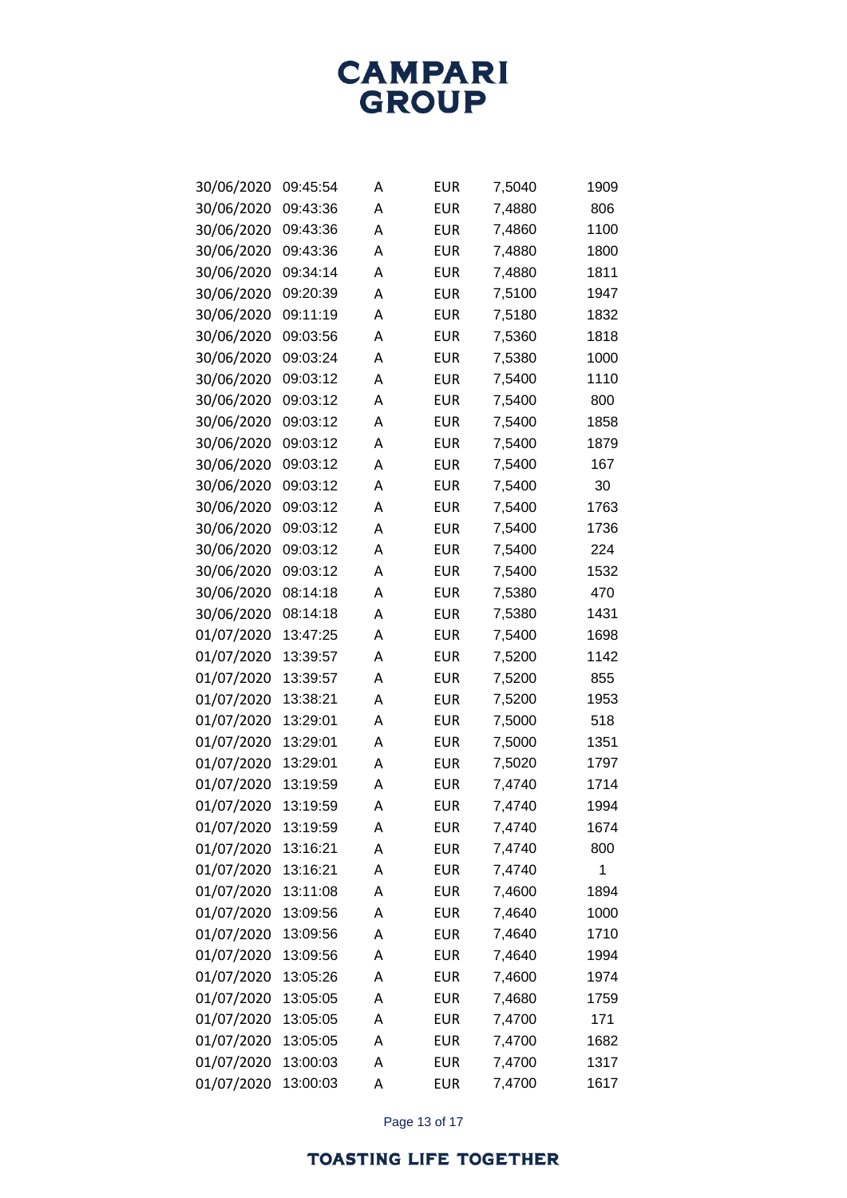| | | | | | |
|---|---|---|---|---|---|
| 30/06/2020 | 09:45:54 | A | EUR | 7,5040 | 1909 |
| 30/06/2020 | 09:43:36 | A | EUR | 7,4880 | 806 |
| 30/06/2020 | 09:43:36 | A | EUR | 7,4860 | 1100 |
| 30/06/2020 | 09:43:36 | A | EUR | 7,4880 | 1800 |
| 30/06/2020 | 09:34:14 | A | EUR | 7,4880 | 1811 |
| 30/06/2020 | 09:20:39 | A | EUR | 7,5100 | 1947 |
| 30/06/2020 | 09:11:19 | A | EUR | 7,5180 | 1832 |
| 30/06/2020 | 09:03:56 | A | EUR | 7,5360 | 1818 |
| 30/06/2020 | 09:03:24 | A | EUR | 7,5380 | 1000 |
| 30/06/2020 | 09:03:12 | A | EUR | 7,5400 | 1110 |
| 30/06/2020 | 09:03:12 | A | EUR | 7,5400 | 800 |
| 30/06/2020 | 09:03:12 | A | EUR | 7,5400 | 1858 |
| 30/06/2020 | 09:03:12 | A | EUR | 7,5400 | 1879 |
| 30/06/2020 | 09:03:12 | A | EUR | 7,5400 | 167 |
| 30/06/2020 | 09:03:12 | A | EUR | 7,5400 | 30 |
| 30/06/2020 | 09:03:12 | A | EUR | 7,5400 | 1763 |
| 30/06/2020 | 09:03:12 | A | EUR | 7,5400 | 1736 |
| 30/06/2020 | 09:03:12 | A | EUR | 7,5400 | 224 |
| 30/06/2020 | 09:03:12 | A | EUR | 7,5400 | 1532 |
| 30/06/2020 | 08:14:18 | A | EUR | 7,5380 | 470 |
| 30/06/2020 | 08:14:18 | A | EUR | 7,5380 | 1431 |
| 01/07/2020 | 13:47:25 | A | EUR | 7,5400 | 1698 |
| 01/07/2020 | 13:39:57 | A | EUR | 7,5200 | 1142 |
| 01/07/2020 | 13:39:57 | A | EUR | 7,5200 | 855 |
| 01/07/2020 | 13:38:21 | A | EUR | 7,5200 | 1953 |
| 01/07/2020 | 13:29:01 | A | EUR | 7,5000 | 518 |
| 01/07/2020 | 13:29:01 | A | EUR | 7,5000 | 1351 |
| 01/07/2020 | 13:29:01 | A | EUR | 7,5020 | 1797 |
| 01/07/2020 | 13:19:59 | A | EUR | 7,4740 | 1714 |
| 01/07/2020 | 13:19:59 | A | EUR | 7,4740 | 1994 |
| 01/07/2020 | 13:19:59 | A | EUR | 7,4740 | 1674 |
| 01/07/2020 | 13:16:21 | A | EUR | 7,4740 | 800 |
| 01/07/2020 | 13:16:21 | A | EUR | 7,4740 | 1 |
| 01/07/2020 | 13:11:08 | A | EUR | 7,4600 | 1894 |
| 01/07/2020 | 13:09:56 | A | EUR | 7,4640 | 1000 |
| 01/07/2020 | 13:09:56 | A | EUR | 7,4640 | 1710 |
| 01/07/2020 | 13:09:56 | A | EUR | 7,4640 | 1994 |
| 01/07/2020 | 13:05:26 | A | EUR | 7,4600 | 1974 |
| 01/07/2020 | 13:05:05 | A | EUR | 7,4680 | 1759 |
| 01/07/2020 | 13:05:05 | A | EUR | 7,4700 | 171 |
| 01/07/2020 | 13:05:05 | A | EUR | 7,4700 | 1682 |
| 01/07/2020 | 13:00:03 | A | EUR | 7,4700 | 1317 |
| 01/07/2020 | 13:00:03 | A | EUR | 7,4700 | 1617 |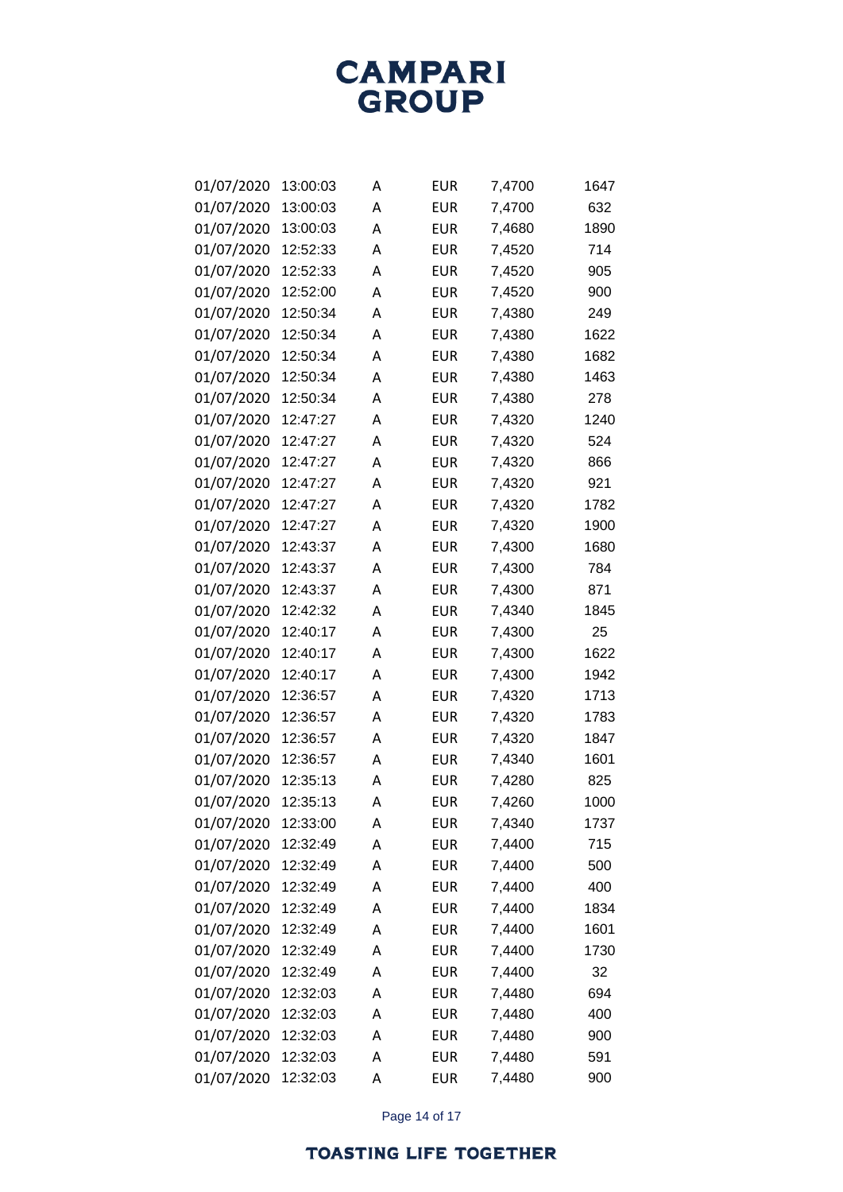| | | | | | |
|---|---|---|---|---|---|
| 01/07/2020 | 13:00:03 | A | EUR | 7,4700 | 1647 |
| 01/07/2020 | 13:00:03 | A | EUR | 7,4700 | 632 |
| 01/07/2020 | 13:00:03 | A | EUR | 7,4680 | 1890 |
| 01/07/2020 | 12:52:33 | A | EUR | 7,4520 | 714 |
| 01/07/2020 | 12:52:33 | A | EUR | 7,4520 | 905 |
| 01/07/2020 | 12:52:00 | A | EUR | 7,4520 | 900 |
| 01/07/2020 | 12:50:34 | A | EUR | 7,4380 | 249 |
| 01/07/2020 | 12:50:34 | A | EUR | 7,4380 | 1622 |
| 01/07/2020 | 12:50:34 | A | EUR | 7,4380 | 1682 |
| 01/07/2020 | 12:50:34 | A | EUR | 7,4380 | 1463 |
| 01/07/2020 | 12:50:34 | A | EUR | 7,4380 | 278 |
| 01/07/2020 | 12:47:27 | A | EUR | 7,4320 | 1240 |
| 01/07/2020 | 12:47:27 | A | EUR | 7,4320 | 524 |
| 01/07/2020 | 12:47:27 | A | EUR | 7,4320 | 866 |
| 01/07/2020 | 12:47:27 | A | EUR | 7,4320 | 921 |
| 01/07/2020 | 12:47:27 | A | EUR | 7,4320 | 1782 |
| 01/07/2020 | 12:47:27 | A | EUR | 7,4320 | 1900 |
| 01/07/2020 | 12:43:37 | A | EUR | 7,4300 | 1680 |
| 01/07/2020 | 12:43:37 | A | EUR | 7,4300 | 784 |
| 01/07/2020 | 12:43:37 | A | EUR | 7,4300 | 871 |
| 01/07/2020 | 12:42:32 | A | EUR | 7,4340 | 1845 |
| 01/07/2020 | 12:40:17 | A | EUR | 7,4300 | 25 |
| 01/07/2020 | 12:40:17 | A | EUR | 7,4300 | 1622 |
| 01/07/2020 | 12:40:17 | A | EUR | 7,4300 | 1942 |
| 01/07/2020 | 12:36:57 | A | EUR | 7,4320 | 1713 |
| 01/07/2020 | 12:36:57 | A | EUR | 7,4320 | 1783 |
| 01/07/2020 | 12:36:57 | A | EUR | 7,4320 | 1847 |
| 01/07/2020 | 12:36:57 | A | EUR | 7,4340 | 1601 |
| 01/07/2020 | 12:35:13 | A | EUR | 7,4280 | 825 |
| 01/07/2020 | 12:35:13 | A | EUR | 7,4260 | 1000 |
| 01/07/2020 | 12:33:00 | A | EUR | 7,4340 | 1737 |
| 01/07/2020 | 12:32:49 | A | EUR | 7,4400 | 715 |
| 01/07/2020 | 12:32:49 | A | EUR | 7,4400 | 500 |
| 01/07/2020 | 12:32:49 | A | EUR | 7,4400 | 400 |
| 01/07/2020 | 12:32:49 | A | EUR | 7,4400 | 1834 |
| 01/07/2020 | 12:32:49 | A | EUR | 7,4400 | 1601 |
| 01/07/2020 | 12:32:49 | A | EUR | 7,4400 | 1730 |
| 01/07/2020 | 12:32:49 | A | EUR | 7,4400 | 32 |
| 01/07/2020 | 12:32:03 | A | EUR | 7,4480 | 694 |
| 01/07/2020 | 12:32:03 | A | EUR | 7,4480 | 400 |
| 01/07/2020 | 12:32:03 | A | EUR | 7,4480 | 900 |
| 01/07/2020 | 12:32:03 | A | EUR | 7,4480 | 591 |
| 01/07/2020 | 12:32:03 | A | EUR | 7,4480 | 900 |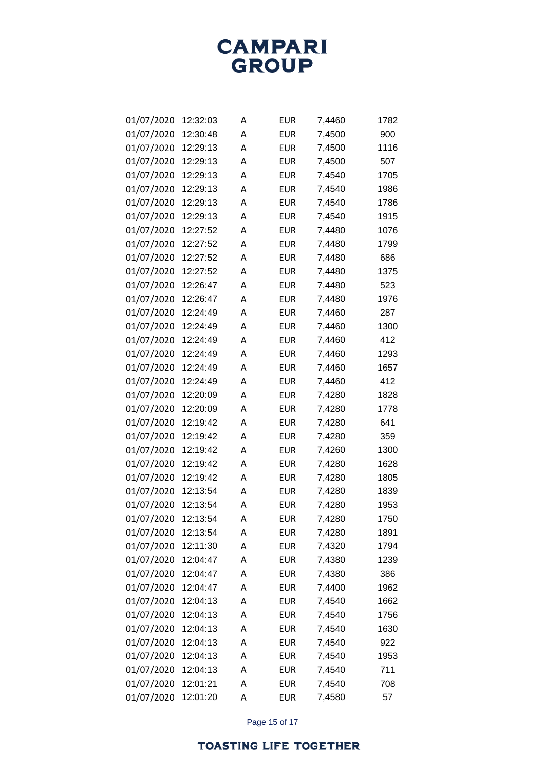| | | | | | |
|---|---|---|---|---|---|
| 01/07/2020 | 12:32:03 | A | EUR | 7,4460 | 1782 |
| 01/07/2020 | 12:30:48 | A | EUR | 7,4500 | 900 |
| 01/07/2020 | 12:29:13 | A | EUR | 7,4500 | 1116 |
| 01/07/2020 | 12:29:13 | A | EUR | 7,4500 | 507 |
| 01/07/2020 | 12:29:13 | A | EUR | 7,4540 | 1705 |
| 01/07/2020 | 12:29:13 | A | EUR | 7,4540 | 1986 |
| 01/07/2020 | 12:29:13 | A | EUR | 7,4540 | 1786 |
| 01/07/2020 | 12:29:13 | A | EUR | 7,4540 | 1915 |
| 01/07/2020 | 12:27:52 | A | EUR | 7,4480 | 1076 |
| 01/07/2020 | 12:27:52 | A | EUR | 7,4480 | 1799 |
| 01/07/2020 | 12:27:52 | A | EUR | 7,4480 | 686 |
| 01/07/2020 | 12:27:52 | A | EUR | 7,4480 | 1375 |
| 01/07/2020 | 12:26:47 | A | EUR | 7,4480 | 523 |
| 01/07/2020 | 12:26:47 | A | EUR | 7,4480 | 1976 |
| 01/07/2020 | 12:24:49 | A | EUR | 7,4460 | 287 |
| 01/07/2020 | 12:24:49 | A | EUR | 7,4460 | 1300 |
| 01/07/2020 | 12:24:49 | A | EUR | 7,4460 | 412 |
| 01/07/2020 | 12:24:49 | A | EUR | 7,4460 | 1293 |
| 01/07/2020 | 12:24:49 | A | EUR | 7,4460 | 1657 |
| 01/07/2020 | 12:24:49 | A | EUR | 7,4460 | 412 |
| 01/07/2020 | 12:20:09 | A | EUR | 7,4280 | 1828 |
| 01/07/2020 | 12:20:09 | A | EUR | 7,4280 | 1778 |
| 01/07/2020 | 12:19:42 | A | EUR | 7,4280 | 641 |
| 01/07/2020 | 12:19:42 | A | EUR | 7,4280 | 359 |
| 01/07/2020 | 12:19:42 | A | EUR | 7,4260 | 1300 |
| 01/07/2020 | 12:19:42 | A | EUR | 7,4280 | 1628 |
| 01/07/2020 | 12:19:42 | A | EUR | 7,4280 | 1805 |
| 01/07/2020 | 12:13:54 | A | EUR | 7,4280 | 1839 |
| 01/07/2020 | 12:13:54 | A | EUR | 7,4280 | 1953 |
| 01/07/2020 | 12:13:54 | A | EUR | 7,4280 | 1750 |
| 01/07/2020 | 12:13:54 | A | EUR | 7,4280 | 1891 |
| 01/07/2020 | 12:11:30 | A | EUR | 7,4320 | 1794 |
| 01/07/2020 | 12:04:47 | A | EUR | 7,4380 | 1239 |
| 01/07/2020 | 12:04:47 | A | EUR | 7,4380 | 386 |
| 01/07/2020 | 12:04:47 | A | EUR | 7,4400 | 1962 |
| 01/07/2020 | 12:04:13 | A | EUR | 7,4540 | 1662 |
| 01/07/2020 | 12:04:13 | A | EUR | 7,4540 | 1756 |
| 01/07/2020 | 12:04:13 | A | EUR | 7,4540 | 1630 |
| 01/07/2020 | 12:04:13 | A | EUR | 7,4540 | 922 |
| 01/07/2020 | 12:04:13 | A | EUR | 7,4540 | 1953 |
| 01/07/2020 | 12:04:13 | A | EUR | 7,4540 | 711 |
| 01/07/2020 | 12:01:21 | A | EUR | 7,4540 | 708 |
| 01/07/2020 | 12:01:20 | A | EUR | 7,4580 | 57 |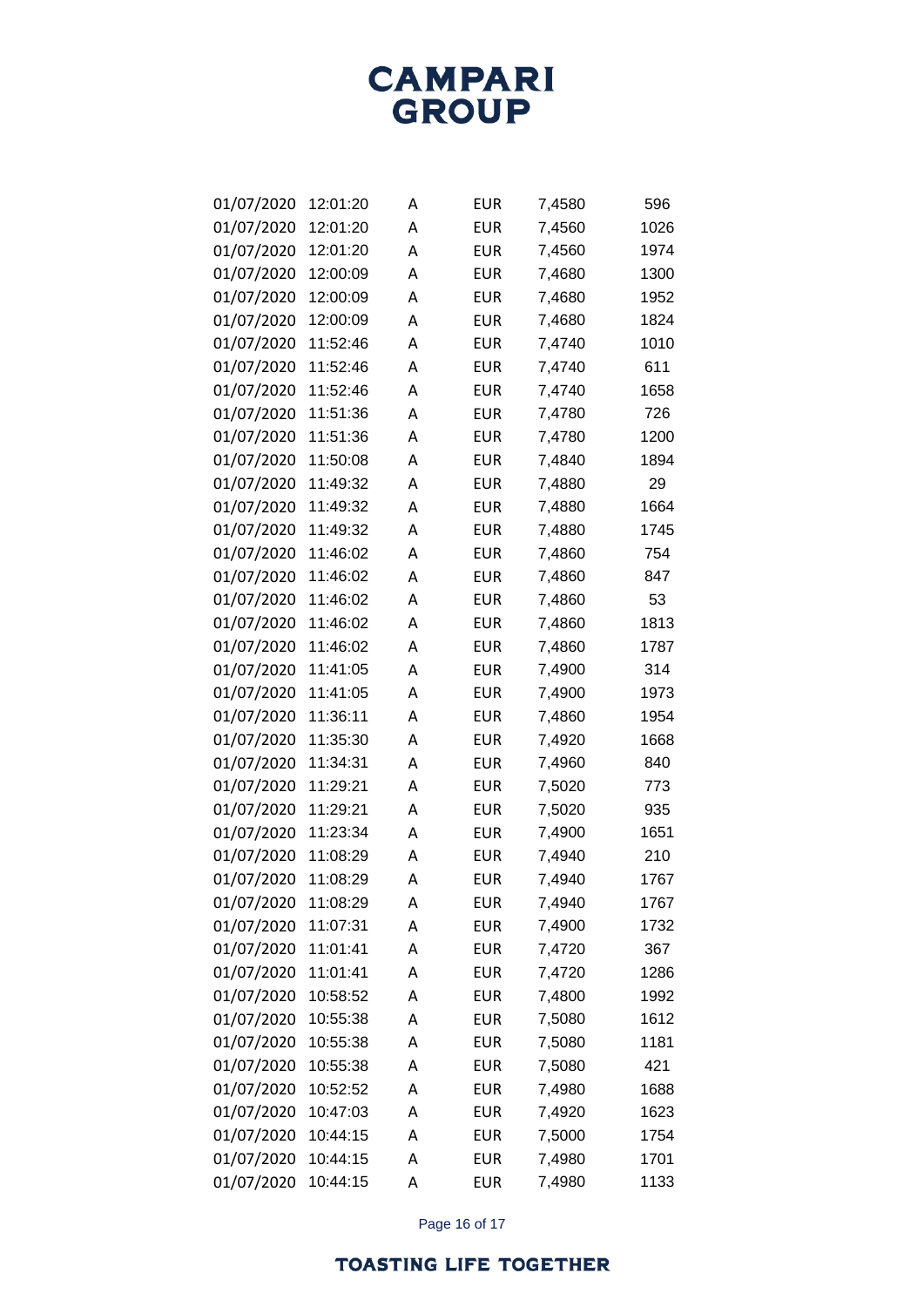# CAMPARI GROUP

| | | | | | |
|---|---|---|---|---|---|
| 01/07/2020 | 12:01:20 | A | EUR | 7,4580 | 596 |
| 01/07/2020 | 12:01:20 | A | EUR | 7,4560 | 1026 |
| 01/07/2020 | 12:01:20 | A | EUR | 7,4560 | 1974 |
| 01/07/2020 | 12:00:09 | A | EUR | 7,4680 | 1300 |
| 01/07/2020 | 12:00:09 | A | EUR | 7,4680 | 1952 |
| 01/07/2020 | 12:00:09 | A | EUR | 7,4680 | 1824 |
| 01/07/2020 | 11:52:46 | A | EUR | 7,4740 | 1010 |
| 01/07/2020 | 11:52:46 | A | EUR | 7,4740 | 611 |
| 01/07/2020 | 11:52:46 | A | EUR | 7,4740 | 1658 |
| 01/07/2020 | 11:51:36 | A | EUR | 7,4780 | 726 |
| 01/07/2020 | 11:51:36 | A | EUR | 7,4780 | 1200 |
| 01/07/2020 | 11:50:08 | A | EUR | 7,4840 | 1894 |
| 01/07/2020 | 11:49:32 | A | EUR | 7,4880 | 29 |
| 01/07/2020 | 11:49:32 | A | EUR | 7,4880 | 1664 |
| 01/07/2020 | 11:49:32 | A | EUR | 7,4880 | 1745 |
| 01/07/2020 | 11:46:02 | A | EUR | 7,4860 | 754 |
| 01/07/2020 | 11:46:02 | A | EUR | 7,4860 | 847 |
| 01/07/2020 | 11:46:02 | A | EUR | 7,4860 | 53 |
| 01/07/2020 | 11:46:02 | A | EUR | 7,4860 | 1813 |
| 01/07/2020 | 11:46:02 | A | EUR | 7,4860 | 1787 |
| 01/07/2020 | 11:41:05 | A | EUR | 7,4900 | 314 |
| 01/07/2020 | 11:41:05 | A | EUR | 7,4900 | 1973 |
| 01/07/2020 | 11:36:11 | A | EUR | 7,4860 | 1954 |
| 01/07/2020 | 11:35:30 | A | EUR | 7,4920 | 1668 |
| 01/07/2020 | 11:34:31 | A | EUR | 7,4960 | 840 |
| 01/07/2020 | 11:29:21 | A | EUR | 7,5020 | 773 |
| 01/07/2020 | 11:29:21 | A | EUR | 7,5020 | 935 |
| 01/07/2020 | 11:23:34 | A | EUR | 7,4900 | 1651 |
| 01/07/2020 | 11:08:29 | A | EUR | 7,4940 | 210 |
| 01/07/2020 | 11:08:29 | A | EUR | 7,4940 | 1767 |
| 01/07/2020 | 11:08:29 | A | EUR | 7,4940 | 1767 |
| 01/07/2020 | 11:07:31 | A | EUR | 7,4900 | 1732 |
| 01/07/2020 | 11:01:41 | A | EUR | 7,4720 | 367 |
| 01/07/2020 | 11:01:41 | A | EUR | 7,4720 | 1286 |
| 01/07/2020 | 10:58:52 | A | EUR | 7,4800 | 1992 |
| 01/07/2020 | 10:55:38 | A | EUR | 7,5080 | 1612 |
| 01/07/2020 | 10:55:38 | A | EUR | 7,5080 | 1181 |
| 01/07/2020 | 10:55:38 | A | EUR | 7,5080 | 421 |
| 01/07/2020 | 10:52:52 | A | EUR | 7,4980 | 1688 |
| 01/07/2020 | 10:47:03 | A | EUR | 7,4920 | 1623 |
| 01/07/2020 | 10:44:15 | A | EUR | 7,5000 | 1754 |
| 01/07/2020 | 10:44:15 | A | EUR | 7,4980 | 1701 |
| 01/07/2020 | 10:44:15 | A | EUR | 7,4980 | 1133 |

TOASTING LIFE TOGETHER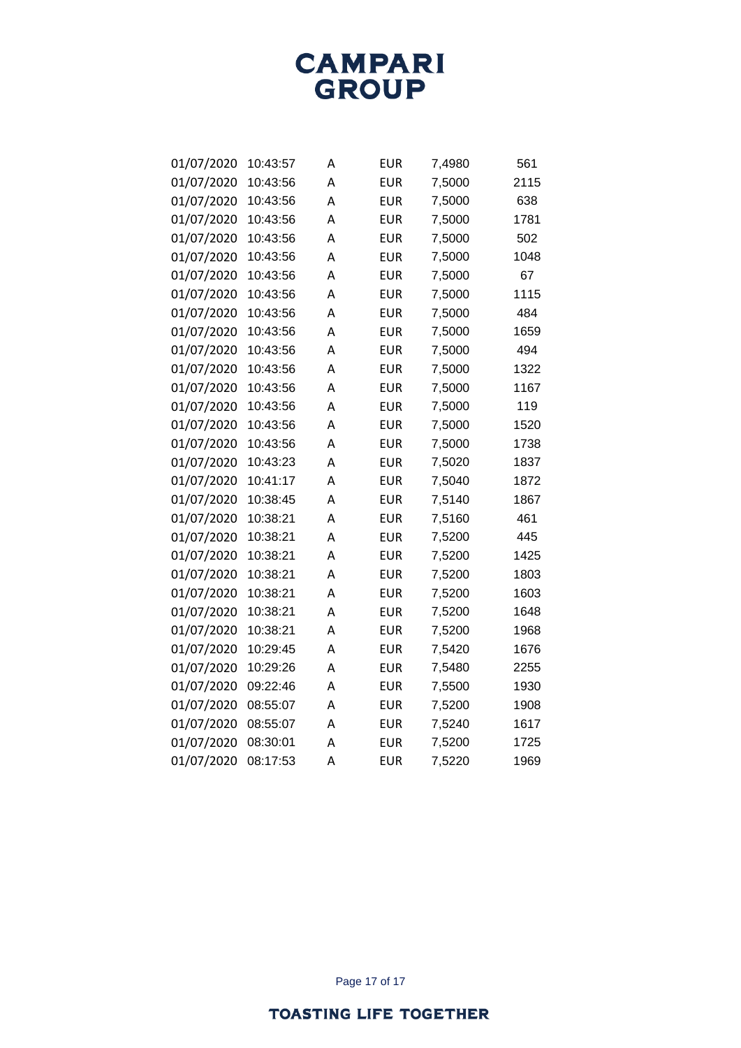| | | | | | |
|---|---|---|---|---|---|
| 01/07/2020 | 10:43:57 | A | EUR | 7,4980 | 561 |
| 01/07/2020 | 10:43:56 | A | EUR | 7,5000 | 2115 |
| 01/07/2020 | 10:43:56 | A | EUR | 7,5000 | 638 |
| 01/07/2020 | 10:43:56 | A | EUR | 7,5000 | 1781 |
| 01/07/2020 | 10:43:56 | A | EUR | 7,5000 | 502 |
| 01/07/2020 | 10:43:56 | A | EUR | 7,5000 | 1048 |
| 01/07/2020 | 10:43:56 | A | EUR | 7,5000 | 67 |
| 01/07/2020 | 10:43:56 | A | EUR | 7,5000 | 1115 |
| 01/07/2020 | 10:43:56 | A | EUR | 7,5000 | 484 |
| 01/07/2020 | 10:43:56 | A | EUR | 7,5000 | 1659 |
| 01/07/2020 | 10:43:56 | A | EUR | 7,5000 | 494 |
| 01/07/2020 | 10:43:56 | A | EUR | 7,5000 | 1322 |
| 01/07/2020 | 10:43:56 | A | EUR | 7,5000 | 1167 |
| 01/07/2020 | 10:43:56 | A | EUR | 7,5000 | 119 |
| 01/07/2020 | 10:43:56 | A | EUR | 7,5000 | 1520 |
| 01/07/2020 | 10:43:56 | A | EUR | 7,5000 | 1738 |
| 01/07/2020 | 10:43:23 | A | EUR | 7,5020 | 1837 |
| 01/07/2020 | 10:41:17 | A | EUR | 7,5040 | 1872 |
| 01/07/2020 | 10:38:45 | A | EUR | 7,5140 | 1867 |
| 01/07/2020 | 10:38:21 | A | EUR | 7,5160 | 461 |
| 01/07/2020 | 10:38:21 | A | EUR | 7,5200 | 445 |
| 01/07/2020 | 10:38:21 | A | EUR | 7,5200 | 1425 |
| 01/07/2020 | 10:38:21 | A | EUR | 7,5200 | 1803 |
| 01/07/2020 | 10:38:21 | A | EUR | 7,5200 | 1603 |
| 01/07/2020 | 10:38:21 | A | EUR | 7,5200 | 1648 |
| 01/07/2020 | 10:38:21 | A | EUR | 7,5200 | 1968 |
| 01/07/2020 | 10:29:45 | A | EUR | 7,5420 | 1676 |
| 01/07/2020 | 10:29:26 | A | EUR | 7,5480 | 2255 |
| 01/07/2020 | 09:22:46 | A | EUR | 7,5500 | 1930 |
| 01/07/2020 | 08:55:07 | A | EUR | 7,5200 | 1908 |
| 01/07/2020 | 08:55:07 | A | EUR | 7,5240 | 1617 |
| 01/07/2020 | 08:30:01 | A | EUR | 7,5200 | 1725 |
| 01/07/2020 | 08:17:53 | A | EUR | 7,5220 | 1969 |